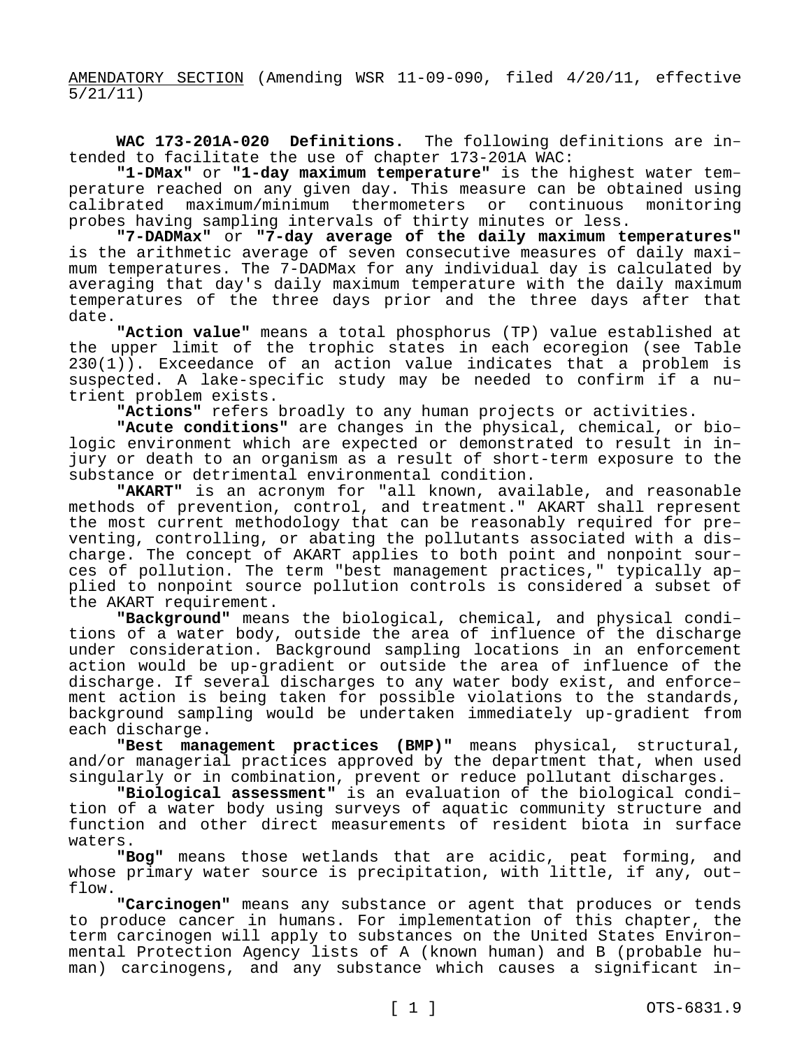AMENDATORY SECTION (Amending WSR 11-09-090, filed 4/20/11, effective 5/21/11)

**WAC 173-201A-020 Definitions.** The following definitions are intended to facilitate the use of chapter 173-201A WAC:

**"1-DMax"** or **"1-day maximum temperature"** is the highest water temperature reached on any given day. This measure can be obtained using calibrated maximum/minimum thermometers or continuous monitoring probes having sampling intervals of thirty minutes or less.

**"7-DADMax"** or **"7-day average of the daily maximum temperatures"** is the arithmetic average of seven consecutive measures of daily maximum temperatures. The 7-DADMax for any individual day is calculated by averaging that day's daily maximum temperature with the daily maximum temperatures of the three days prior and the three days after that date.

**"Action value"** means a total phosphorus (TP) value established at the upper limit of the trophic states in each ecoregion (see Table 230(1)). Exceedance of an action value indicates that a problem is suspected. A lake-specific study may be needed to confirm if a nutrient problem exists.

**"Actions"** refers broadly to any human projects or activities.

**"Acute conditions"** are changes in the physical, chemical, or biologic environment which are expected or demonstrated to result in injury or death to an organism as a result of short-term exposure to the substance or detrimental environmental condition.

**"AKART"** is an acronym for "all known, available, and reasonable methods of prevention, control, and treatment." AKART shall represent the most current methodology that can be reasonably required for preventing, controlling, or abating the pollutants associated with a discharge. The concept of AKART applies to both point and nonpoint sources of pollution. The term "best management practices," typically applied to nonpoint source pollution controls is considered a subset of the AKART requirement.

**"Background"** means the biological, chemical, and physical conditions of a water body, outside the area of influence of the discharge under consideration. Background sampling locations in an enforcement action would be up-gradient or outside the area of influence of the discharge. If several discharges to any water body exist, and enforcement action is being taken for possible violations to the standards, background sampling would be undertaken immediately up-gradient from each discharge.

**"Best management practices (BMP)"** means physical, structural, and/or managerial practices approved by the department that, when used singularly or in combination, prevent or reduce pollutant discharges.

**"Biological assessment"** is an evaluation of the biological condition of a water body using surveys of aquatic community structure and function and other direct measurements of resident biota in surface waters.

**"Bog"** means those wetlands that are acidic, peat forming, and whose primary water source is precipitation, with little, if any, outflow.

**"Carcinogen"** means any substance or agent that produces or tends to produce cancer in humans. For implementation of this chapter, the term carcinogen will apply to substances on the United States Environmental Protection Agency lists of A (known human) and B (probable human) carcinogens, and any substance which causes a significant in-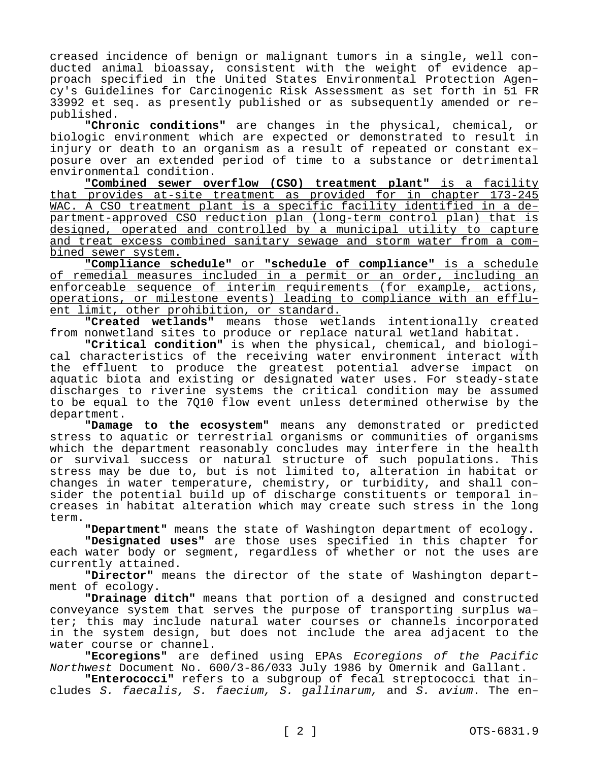creased incidence of benign or malignant tumors in a single, well conducted animal bioassay, consistent with the weight of evidence approach specified in the United States Environmental Protection Agency's Guidelines for Carcinogenic Risk Assessment as set forth in 51 FR 33992 et seq. as presently published or as subsequently amended or republished.

**"Chronic conditions"** are changes in the physical, chemical, or biologic environment which are expected or demonstrated to result in injury or death to an organism as a result of repeated or constant exposure over an extended period of time to a substance or detrimental environmental condition.

<u>**"Combined sewer overflow (CSO) treatment plant"** is a facility that provides at-site treatment as provided for in chapter 173-245 WAC. A CSO treatment plant is a specific facility identified in a department-approved CSO reduction plan (long-term control plan) that is designed, operated and controlled by a municipal utility to capture and treat excess combined sanitary sewage and storm water from a combined sewer system.</u>

<u>**"Compliance schedule"** or **"schedule of compliance"** is a schedule of remedial measures included in a permit or an order, including an enforceable sequence of interim requirements (for example, actions, operations, or milestone events) leading to compliance with an effluent limit, other prohibition, or standard.</u>

**"Created wetlands"** means those wetlands intentionally created from nonwetland sites to produce or replace natural wetland habitat.

**"Critical condition"** is when the physical, chemical, and biological characteristics of the receiving water environment interact with the effluent to produce the greatest potential adverse impact on aquatic biota and existing or designated water uses. For steady-state discharges to riverine systems the critical condition may be assumed to be equal to the 7Q10 flow event unless determined otherwise by the department.

**"Damage to the ecosystem"** means any demonstrated or predicted stress to aquatic or terrestrial organisms or communities of organisms which the department reasonably concludes may interfere in the health or survival success or natural structure of such populations. This stress may be due to, but is not limited to, alteration in habitat or changes in water temperature, chemistry, or turbidity, and shall consider the potential build up of discharge constituents or temporal increases in habitat alteration which may create such stress in the long term.

**"Department"** means the state of Washington department of ecology.

**"Designated uses"** are those uses specified in this chapter for each water body or segment, regardless of whether or not the uses are currently attained.

**"Director"** means the director of the state of Washington department of ecology.

**"Drainage ditch"** means that portion of a designed and constructed conveyance system that serves the purpose of transporting surplus water; this may include natural water courses or channels incorporated in the system design, but does not include the area adjacent to the water course or channel.

**"Ecoregions"** are defined using EPAs *Ecoregions of the Pacific Northwest* Document No. 600/3-86/033 July 1986 by Omernik and Gallant.

**"Enterococci"** refers to a subgroup of fecal streptococci that includes *S. faecalis, S. faecium, S. gallinarum,* and *S. avium*. The en-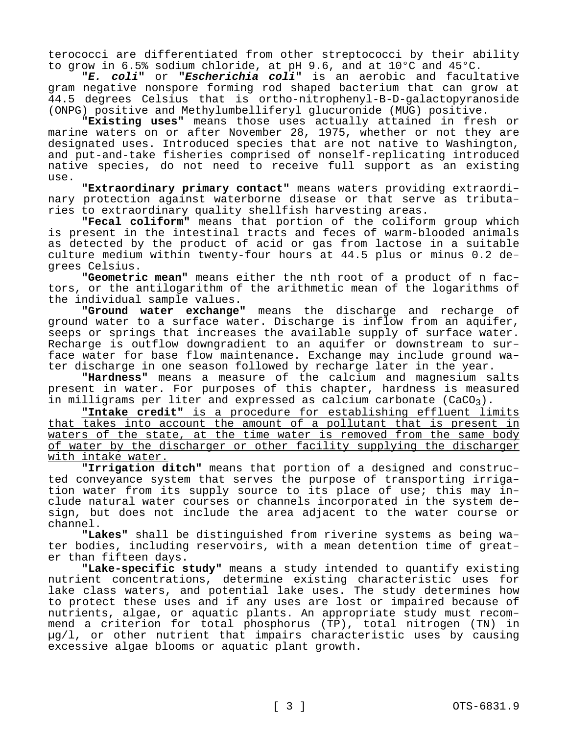terococci are differentiated from other streptococci by their ability to grow in 6.5% sodium chloride, at pH 9.6, and at 10°C and 45°C.

"***E. coli***" or "***Escherichia coli***" is an aerobic and facultative gram negative nonspore forming rod shaped bacterium that can grow at 44.5 degrees Celsius that is ortho-nitrophenyl-B-D-galactopyranoside (ONPG) positive and Methylumbelliferyl glucuronide (MUG) positive.

**"Existing uses"** means those uses actually attained in fresh or marine waters on or after November 28, 1975, whether or not they are designated uses. Introduced species that are not native to Washington, and put-and-take fisheries comprised of nonself-replicating introduced native species, do not need to receive full support as an existing use.

**"Extraordinary primary contact"** means waters providing extraordinary protection against waterborne disease or that serve as tributaries to extraordinary quality shellfish harvesting areas.

**"Fecal coliform"** means that portion of the coliform group which is present in the intestinal tracts and feces of warm-blooded animals as detected by the product of acid or gas from lactose in a suitable culture medium within twenty-four hours at 44.5 plus or minus 0.2 degrees Celsius.

**"Geometric mean"** means either the nth root of a product of n factors, or the antilogarithm of the arithmetic mean of the logarithms of the individual sample values.

**"Ground water exchange"** means the discharge and recharge of ground water to a surface water. Discharge is inflow from an aquifer, seeps or springs that increases the available supply of surface water. Recharge is outflow downgradient to an aquifer or downstream to surface water for base flow maintenance. Exchange may include ground water discharge in one season followed by recharge later in the year.

**"Hardness"** means a measure of the calcium and magnesium salts present in water. For purposes of this chapter, hardness is measured in milligrams per liter and expressed as calcium carbonate ($CaCO_3$).

<u>**"Intake credit"** is a procedure for establishing effluent limits that takes into account the amount of a pollutant that is present in waters of the state, at the time water is removed from the same body of water by the discharger or other facility supplying the discharger with intake water.</u>

**"Irrigation ditch"** means that portion of a designed and constructed conveyance system that serves the purpose of transporting irrigation water from its supply source to its place of use; this may include natural water courses or channels incorporated in the system design, but does not include the area adjacent to the water course or channel.

**"Lakes"** shall be distinguished from riverine systems as being water bodies, including reservoirs, with a mean detention time of greater than fifteen days.

**"Lake-specific study"** means a study intended to quantify existing nutrient concentrations, determine existing characteristic uses for lake class waters, and potential lake uses. The study determines how to protect these uses and if any uses are lost or impaired because of nutrients, algae, or aquatic plants. An appropriate study must recommend a criterion for total phosphorus (TP), total nitrogen (TN) in µg/l, or other nutrient that impairs characteristic uses by causing excessive algae blooms or aquatic plant growth.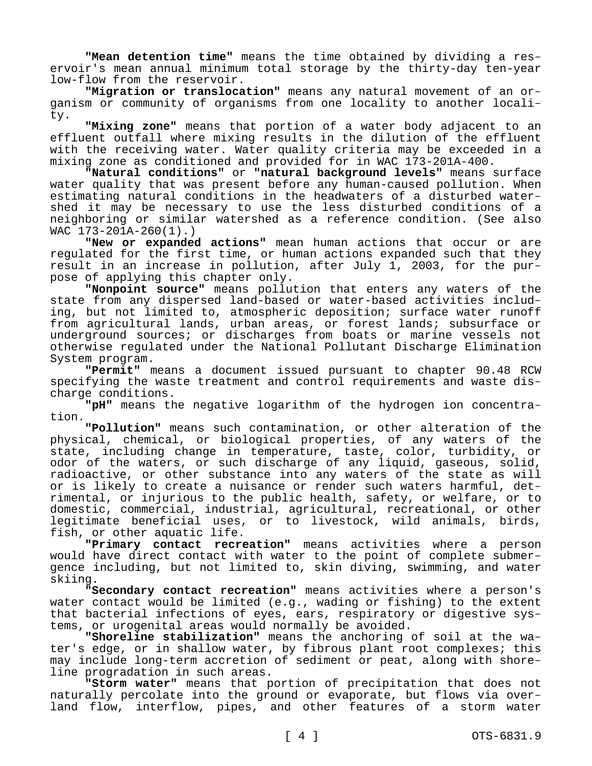**"Mean detention time"** means the time obtained by dividing a reservoir's mean annual minimum total storage by the thirty-day ten-year low-flow from the reservoir.

**"Migration or translocation"** means any natural movement of an organism or community of organisms from one locality to another locality.

**"Mixing zone"** means that portion of a water body adjacent to an effluent outfall where mixing results in the dilution of the effluent with the receiving water. Water quality criteria may be exceeded in a mixing zone as conditioned and provided for in WAC 173-201A-400.

**"Natural conditions"** or **"natural background levels"** means surface water quality that was present before any human-caused pollution. When estimating natural conditions in the headwaters of a disturbed watershed it may be necessary to use the less disturbed conditions of a neighboring or similar watershed as a reference condition. (See also WAC 173-201A-260(1).)

**"New or expanded actions"** mean human actions that occur or are regulated for the first time, or human actions expanded such that they result in an increase in pollution, after July 1, 2003, for the purpose of applying this chapter only.

**"Nonpoint source"** means pollution that enters any waters of the state from any dispersed land-based or water-based activities including, but not limited to, atmospheric deposition; surface water runoff from agricultural lands, urban areas, or forest lands; subsurface or underground sources; or discharges from boats or marine vessels not otherwise regulated under the National Pollutant Discharge Elimination System program.

**"Permit"** means a document issued pursuant to chapter 90.48 RCW specifying the waste treatment and control requirements and waste discharge conditions.

**"pH"** means the negative logarithm of the hydrogen ion concentration.

**"Pollution"** means such contamination, or other alteration of the physical, chemical, or biological properties, of any waters of the state, including change in temperature, taste, color, turbidity, or odor of the waters, or such discharge of any liquid, gaseous, solid, radioactive, or other substance into any waters of the state as will or is likely to create a nuisance or render such waters harmful, detrimental, or injurious to the public health, safety, or welfare, or to domestic, commercial, industrial, agricultural, recreational, or other legitimate beneficial uses, or to livestock, wild animals, birds, fish, or other aquatic life.

**"Primary contact recreation"** means activities where a person would have direct contact with water to the point of complete submergence including, but not limited to, skin diving, swimming, and water skiing.

**"Secondary contact recreation"** means activities where a person's water contact would be limited (e.g., wading or fishing) to the extent that bacterial infections of eyes, ears, respiratory or digestive systems, or urogenital areas would normally be avoided.

**"Shoreline stabilization"** means the anchoring of soil at the water's edge, or in shallow water, by fibrous plant root complexes; this may include long-term accretion of sediment or peat, along with shoreline progradation in such areas.

**"Storm water"** means that portion of precipitation that does not naturally percolate into the ground or evaporate, but flows via overland flow, interflow, pipes, and other features of a storm water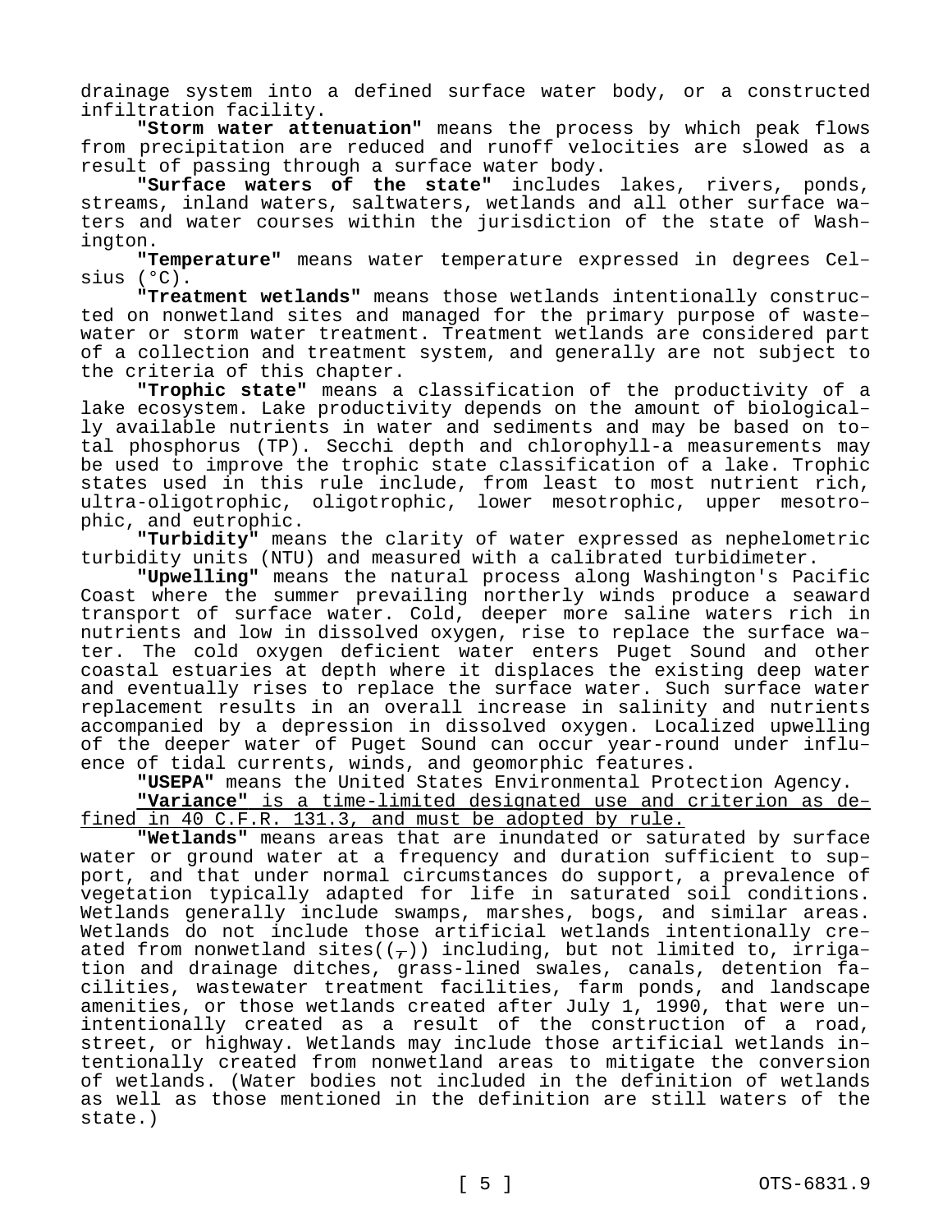drainage system into a defined surface water body, or a constructed infiltration facility.

**"Storm water attenuation"** means the process by which peak flows from precipitation are reduced and runoff velocities are slowed as a result of passing through a surface water body.

**"Surface waters of the state"** includes lakes, rivers, ponds, streams, inland waters, saltwaters, wetlands and all other surface waters and water courses within the jurisdiction of the state of Washington.

**"Temperature"** means water temperature expressed in degrees Celsius (°C).

**"Treatment wetlands"** means those wetlands intentionally constructed on nonwetland sites and managed for the primary purpose of wastewater or storm water treatment. Treatment wetlands are considered part of a collection and treatment system, and generally are not subject to the criteria of this chapter.

**"Trophic state"** means a classification of the productivity of a lake ecosystem. Lake productivity depends on the amount of biologically available nutrients in water and sediments and may be based on total phosphorus (TP). Secchi depth and chlorophyll-a measurements may be used to improve the trophic state classification of a lake. Trophic states used in this rule include, from least to most nutrient rich, ultra-oligotrophic, oligotrophic, lower mesotrophic, upper mesotrophic, and eutrophic.

**"Turbidity"** means the clarity of water expressed as nephelometric turbidity units (NTU) and measured with a calibrated turbidimeter.

**"Upwelling"** means the natural process along Washington's Pacific Coast where the summer prevailing northerly winds produce a seaward transport of surface water. Cold, deeper more saline waters rich in nutrients and low in dissolved oxygen, rise to replace the surface water. The cold oxygen deficient water enters Puget Sound and other coastal estuaries at depth where it displaces the existing deep water and eventually rises to replace the surface water. Such surface water replacement results in an overall increase in salinity and nutrients accompanied by a depression in dissolved oxygen. Localized upwelling of the deeper water of Puget Sound can occur year-round under influence of tidal currents, winds, and geomorphic features.

**"USEPA"** means the United States Environmental Protection Agency.

<u>**"Variance"** is a time-limited designated use and criterion as defined in 40 C.F.R. 131.3, and must be adopted by rule.</u>

**"Wetlands"** means areas that are inundated or saturated by surface water or ground water at a frequency and duration sufficient to support, and that under normal circumstances do support, a prevalence of vegetation typically adapted for life in saturated soil conditions. Wetlands generally include swamps, marshes, bogs, and similar areas. Wetlands do not include those artificial wetlands intentionally created from nonwetland sites((~~,~~)) including, but not limited to, irrigation and drainage ditches, grass-lined swales, canals, detention facilities, wastewater treatment facilities, farm ponds, and landscape amenities, or those wetlands created after July 1, 1990, that were unintentionally created as a result of the construction of a road, street, or highway. Wetlands may include those artificial wetlands intentionally created from nonwetland areas to mitigate the conversion of wetlands. (Water bodies not included in the definition of wetlands as well as those mentioned in the definition are still waters of the state.)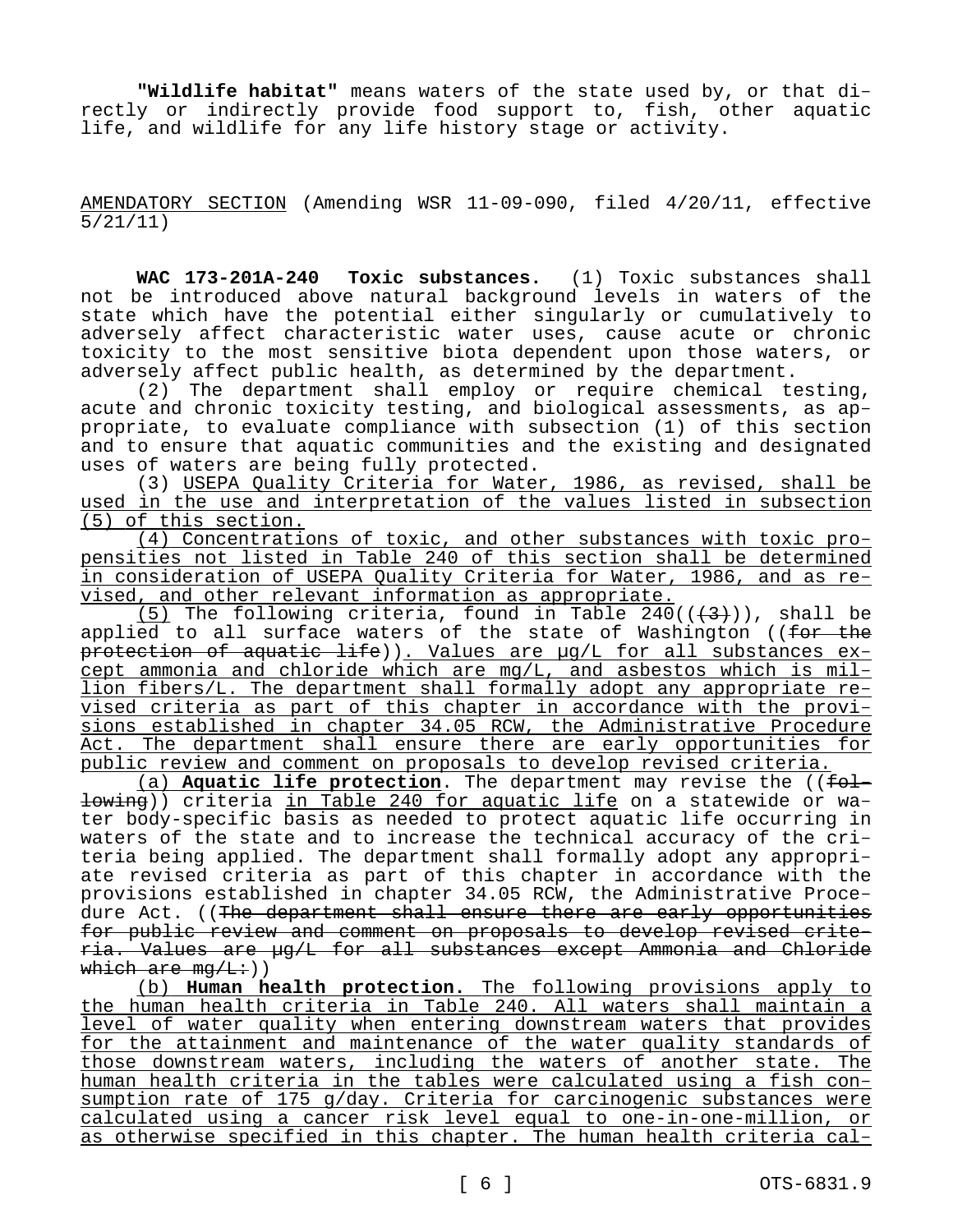**"Wildlife habitat"** means waters of the state used by, or that directly or indirectly provide food support to, fish, other aquatic life, and wildlife for any life history stage or activity.

AMENDATORY SECTION (Amending WSR 11-09-090, filed 4/20/11, effective 5/21/11)

**WAC 173-201A-240 Toxic substances.** (1) Toxic substances shall not be introduced above natural background levels in waters of the state which have the potential either singularly or cumulatively to adversely affect characteristic water uses, cause acute or chronic toxicity to the most sensitive biota dependent upon those waters, or adversely affect public health, as determined by the department.

(2) The department shall employ or require chemical testing, acute and chronic toxicity testing, and biological assessments, as appropriate, to evaluate compliance with subsection (1) of this section and to ensure that aquatic communities and the existing and designated uses of waters are being fully protected.

(3) USEPA Quality Criteria for Water, 1986, as revised, shall be used in the use and interpretation of the values listed in subsection (5) of this section.

(4) Concentrations of toxic, and other substances with toxic propensities not listed in Table 240 of this section shall be determined in consideration of USEPA Quality Criteria for Water, 1986, and as revised, and other relevant information as appropriate.

(5) The following criteria, found in Table 240(((3))), shall be applied to all surface waters of the state of Washington ((~~for the protection of aquatic life~~)). Values are μg/L for all substances except ammonia and chloride which are mg/L, and asbestos which is million fibers/L. The department shall formally adopt any appropriate revised criteria as part of this chapter in accordance with the provisions established in chapter 34.05 RCW, the Administrative Procedure Act. The department shall ensure there are early opportunities for public review and comment on proposals to develop revised criteria.

(a) **Aquatic life protection**. The department may revise the ((~~following~~)) criteria in Table 240 for aquatic life on a statewide or water body-specific basis as needed to protect aquatic life occurring in waters of the state and to increase the technical accuracy of the criteria being applied. The department shall formally adopt any appropriate revised criteria as part of this chapter in accordance with the provisions established in chapter 34.05 RCW, the Administrative Procedure Act. ((~~The department shall ensure there are early opportunities for public review and comment on proposals to develop revised criteria. Values are μg/L for all substances except Ammonia and Chloride which are mg/L:~~))

(b) **Human health protection.** The following provisions apply to the human health criteria in Table 240. All waters shall maintain a level of water quality when entering downstream waters that provides for the attainment and maintenance of the water quality standards of those downstream waters, including the waters of another state. The human health criteria in the tables were calculated using a fish consumption rate of 175 g/day. Criteria for carcinogenic substances were calculated using a cancer risk level equal to one-in-one-million, or as otherwise specified in this chapter. The human health criteria cal-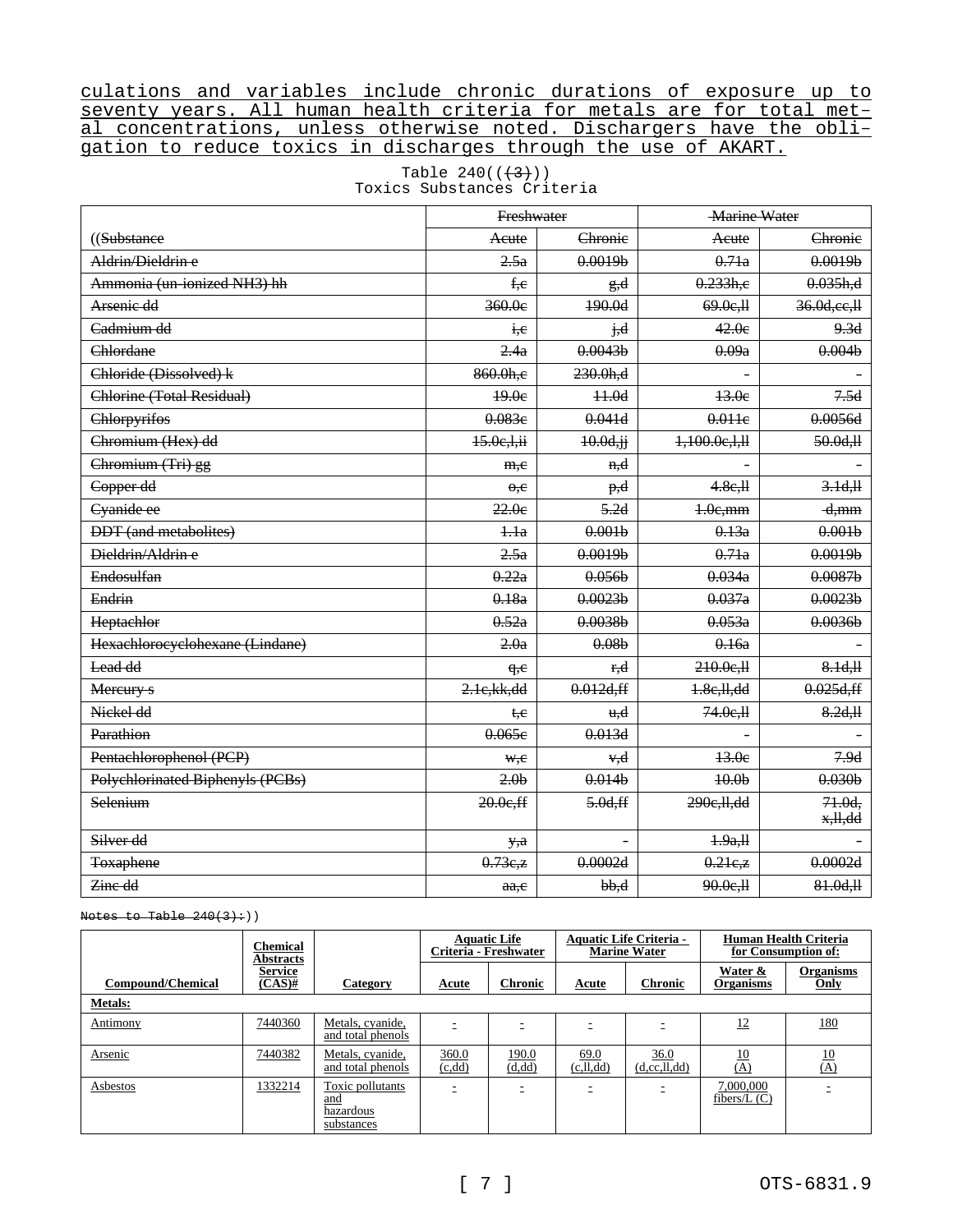culations and variables include chronic durations of exposure up to seventy years. All human health criteria for metals are for total metal concentrations, unless otherwise noted. Dischargers have the obligation to reduce toxics in discharges through the use of AKART.

Table 240(((3)))
Toxics Substances Criteria

| | Freshwater | | Marine Water | |
|---|---|---|---|---|
| ((Substance | Acute | Chronic | Acute | Chronic |
| Aldrin/Dieldrin e | 2.5a | 0.0019b | 0.71a | 0.0019b |
| Ammonia (un-ionized NH3) hh | f,c | g,d | 0.233h,c | 0.035h,d |
| Arsenic dd | 360.0c | 190.0d | 69.0c,ll | 36.0d,cc,ll |
| Cadmium dd | i,c | j,d | 42.0c | 9.3d |
| Chlordane | 2.4a | 0.0043b | 0.09a | 0.004b |
| Chloride (Dissolved) k | 860.0h,c | 230.0h,d | - | - |
| Chlorine (Total Residual) | 19.0c | 11.0d | 13.0c | 7.5d |
| Chlorpyrifos | 0.083c | 0.041d | 0.011c | 0.0056d |
| Chromium (Hex) dd | 15.0c,l,ii | 10.0d,jj | 1,100.0c,l,ll | 50.0d,ll |
| Chromium (Tri) gg | m,c | n,d | - | - |
| Copper dd | o,c | p,d | 4.8c,ll | 3.1d,ll |
| Cyanide ee | 22.0c | 5.2d | 1.0c,mm | -d,mm |
| DDT (and metabolites) | 1.1a | 0.001b | 0.13a | 0.001b |
| Dieldrin/Aldrin e | 2.5a | 0.0019b | 0.71a | 0.0019b |
| Endosulfan | 0.22a | 0.056b | 0.034a | 0.0087b |
| Endrin | 0.18a | 0.0023b | 0.037a | 0.0023b |
| Heptachlor | 0.52a | 0.0038b | 0.053a | 0.0036b |
| Hexachlorocyclohexane (Lindane) | 2.0a | 0.08b | 0.16a | - |
| Lead dd | q,c | r,d | 210.0c,ll | 8.1d,ll |
| Mercury s | 2.1c,kk,dd | 0.012d,ff | 1.8c,ll,dd | 0.025d,ff |
| Nickel dd | t,c | u,d | 74.0c,ll | 8.2d,ll |
| Parathion | 0.065c | 0.013d | - | - |
| Pentachlorophenol (PCP) | w,c | v,d | 13.0c | 7.9d |
| Polychlorinated Biphenyls (PCBs) | 2.0b | 0.014b | 10.0b | 0.030b |
| Selenium | 20.0c,ff | 5.0d,ff | 290c,ll,dd | 71.0d, x,ll,dd |
| Silver dd | y,a | - | 1.9a,ll | - |
| Toxaphene | 0.73c,z | 0.0002d | 0.21c,z | 0.0002d |
| Zinc dd | aa,c | bb,d | 90.0c,ll | 81.0d,ll |

Notes to Table 240(3):))

| Compound/Chemical | Chemical Abstracts Service (CAS)# | Category | Aquatic Life Criteria - Freshwater | | Aquatic Life Criteria - Marine Water | | Human Health Criteria for Consumption of: | |
|---|---|---|---|---|---|---|---|---|
| | | | Acute | Chronic | Acute | Chronic | Water & Organisms | Organisms Only |
| **Metals:** | | | | | | | | |
| Antimony | 7440360 | Metals, cyanide, and total phenols | - | - | - | - | 12 | 180 |
| Arsenic | 7440382 | Metals, cyanide, and total phenols | 360.0 (c,dd) | 190.0 (d,dd) | 69.0 (c,ll,dd) | 36.0 (d,cc,ll,dd) | 10 (A) | 10 (A) |
| Asbestos | 1332214 | Toxic pollutants and hazardous substances | - | - | - | - | 7,000,000 fibers/L (C) | - |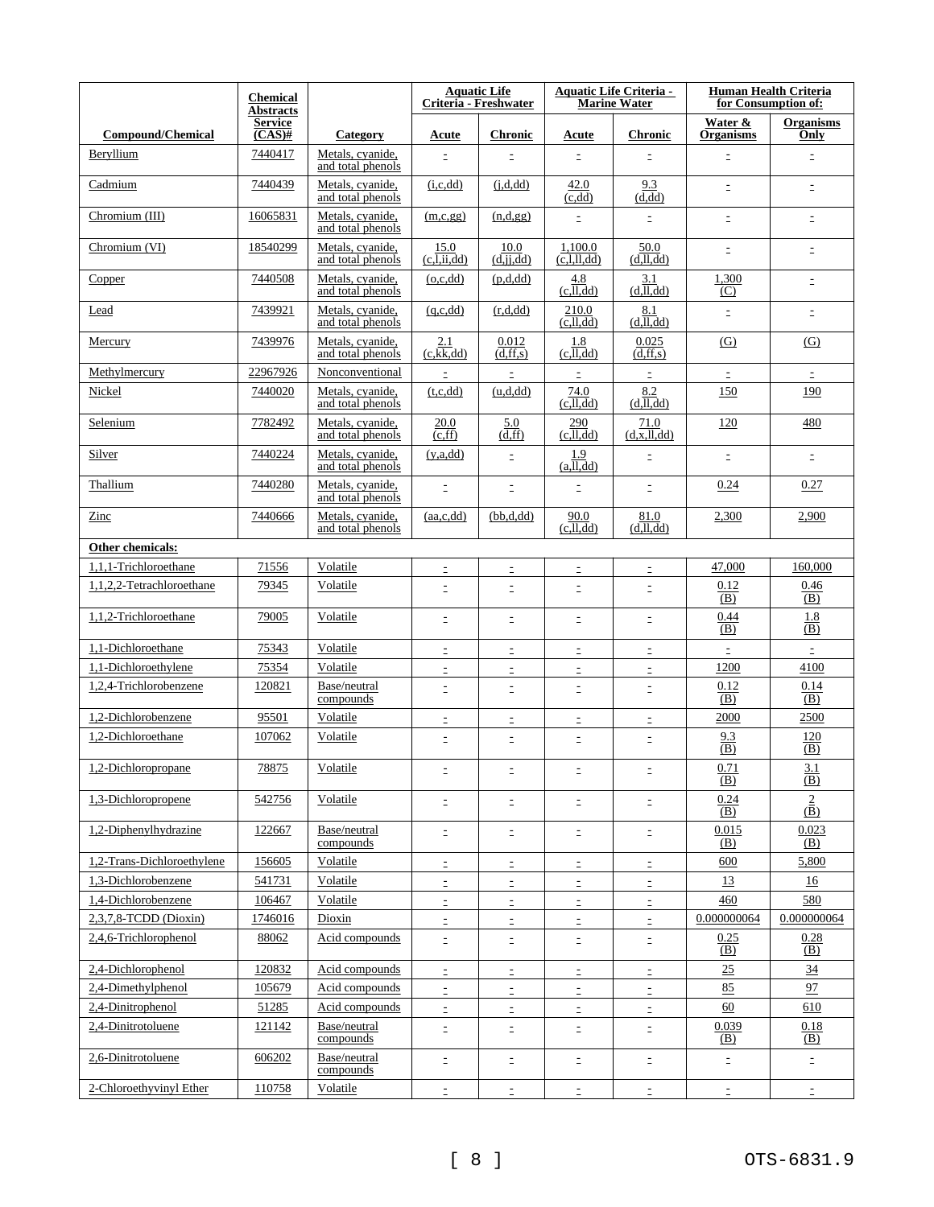| Compound/Chemical | Chemical Abstracts Service (CAS)# | Category | Aquatic Life Criteria - Freshwater | | Aquatic Life Criteria - Marine Water | | Human Health Criteria for Consumption of: | |
|---|---|---|---|---|---|---|---|---|
| | | | Acute | Chronic | Acute | Chronic | Water & Organisms | Organisms Only |
| Beryllium | 7440417 | Metals, cyanide, and total phenols | - | - | - | - | - | - |
| Cadmium | 7440439 | Metals, cyanide, and total phenols | (i,c,dd) | (j,d,dd) | 42.0 (c,dd) | 9.3 (d,dd) | - | - |
| Chromium (III) | 16065831 | Metals, cyanide, and total phenols | (m,c,gg) | (n,d,gg) | - | - | - | - |
| Chromium (VI) | 18540299 | Metals, cyanide, and total phenols | 15.0 (c,l,ii,dd) | 10.0 (d,jj,dd) | 1,100.0 (c,l,ll,dd) | 50.0 (d,ll,dd) | - | - |
| Copper | 7440508 | Metals, cyanide, and total phenols | (o,c,dd) | (p,d,dd) | 4.8 (c,ll,dd) | 3.1 (d,ll,dd) | 1,300 (C) | - |
| Lead | 7439921 | Metals, cyanide, and total phenols | (q,c,dd) | (r,d,dd) | 210.0 (c,ll,dd) | 8.1 (d,ll,dd) | - | - |
| Mercury | 7439976 | Metals, cyanide, and total phenols | 2.1 (c,kk,dd) | 0.012 (d,ff,s) | 1.8 (c,ll,dd) | 0.025 (d,ff,s) | (G) | (G) |
| Methylmercury | 22967926 | Nonconventional | - | - | - | - | - | - |
| Nickel | 7440020 | Metals, cyanide, and total phenols | (t,c,dd) | (u,d,dd) | 74.0 (c,ll,dd) | 8.2 (d,ll,dd) | 150 | 190 |
| Selenium | 7782492 | Metals, cyanide, and total phenols | 20.0 (c,ff) | 5.0 (d,ff) | 290 (c,ll,dd) | 71.0 (d,x,ll,dd) | 120 | 480 |
| Silver | 7440224 | Metals, cyanide, and total phenols | (y,a,dd) | - | 1.9 (a,ll,dd) | - | - | - |
| Thallium | 7440280 | Metals, cyanide, and total phenols | - | - | - | - | 0.24 | 0.27 |
| Zinc | 7440666 | Metals, cyanide, and total phenols | (aa,c,dd) | (bb,d,dd) | 90.0 (c,ll,dd) | 81.0 (d,ll,dd) | 2,300 | 2,900 |
| **Other chemicals:** | | | | | | | | |
| 1,1,1-Trichloroethane | 71556 | Volatile | - | - | - | - | 47,000 | 160,000 |
| 1,1,2,2-Tetrachloroethane | 79345 | Volatile | - | - | - | - | 0.12 (B) | 0.46 (B) |
| 1,1,2-Trichloroethane | 79005 | Volatile | - | - | - | - | 0.44 (B) | 1.8 (B) |
| 1,1-Dichloroethane | 75343 | Volatile | - | - | - | - | - | - |
| 1,1-Dichloroethylene | 75354 | Volatile | - | - | - | - | 1200 | 4100 |
| 1,2,4-Trichlorobenzene | 120821 | Base/neutral compounds | - | - | - | - | 0.12 (B) | 0.14 (B) |
| 1,2-Dichlorobenzene | 95501 | Volatile | - | - | - | - | 2000 | 2500 |
| 1,2-Dichloroethane | 107062 | Volatile | - | - | - | - | 9.3 (B) | 120 (B) |
| 1,2-Dichloropropane | 78875 | Volatile | - | - | - | - | 0.71 (B) | 3.1 (B) |
| 1,3-Dichloropropene | 542756 | Volatile | - | - | - | - | 0.24 (B) | 2 (B) |
| 1,2-Diphenylhydrazine | 122667 | Base/neutral compounds | - | - | - | - | 0.015 (B) | 0.023 (B) |
| 1,2-Trans-Dichloroethylene | 156605 | Volatile | - | - | - | - | 600 | 5,800 |
| 1,3-Dichlorobenzene | 541731 | Volatile | - | - | - | - | 13 | 16 |
| 1,4-Dichlorobenzene | 106467 | Volatile | - | - | - | - | 460 | 580 |
| 2,3,7,8-TCDD (Dioxin) | 1746016 | Dioxin | - | - | - | - | 0.000000064 | 0.000000064 |
| 2,4,6-Trichlorophenol | 88062 | Acid compounds | - | - | - | - | 0.25 (B) | 0.28 (B) |
| 2,4-Dichlorophenol | 120832 | Acid compounds | - | - | - | - | 25 | 34 |
| 2,4-Dimethylphenol | 105679 | Acid compounds | - | - | - | - | 85 | 97 |
| 2,4-Dinitrophenol | 51285 | Acid compounds | - | - | - | - | 60 | 610 |
| 2,4-Dinitrotoluene | 121142 | Base/neutral compounds | - | - | - | - | 0.039 (B) | 0.18 (B) |
| 2,6-Dinitrotoluene | 606202 | Base/neutral compounds | - | - | - | - | - | - |
| 2-Chloroethyvinyl Ether | 110758 | Volatile | - | - | - | - | - | - |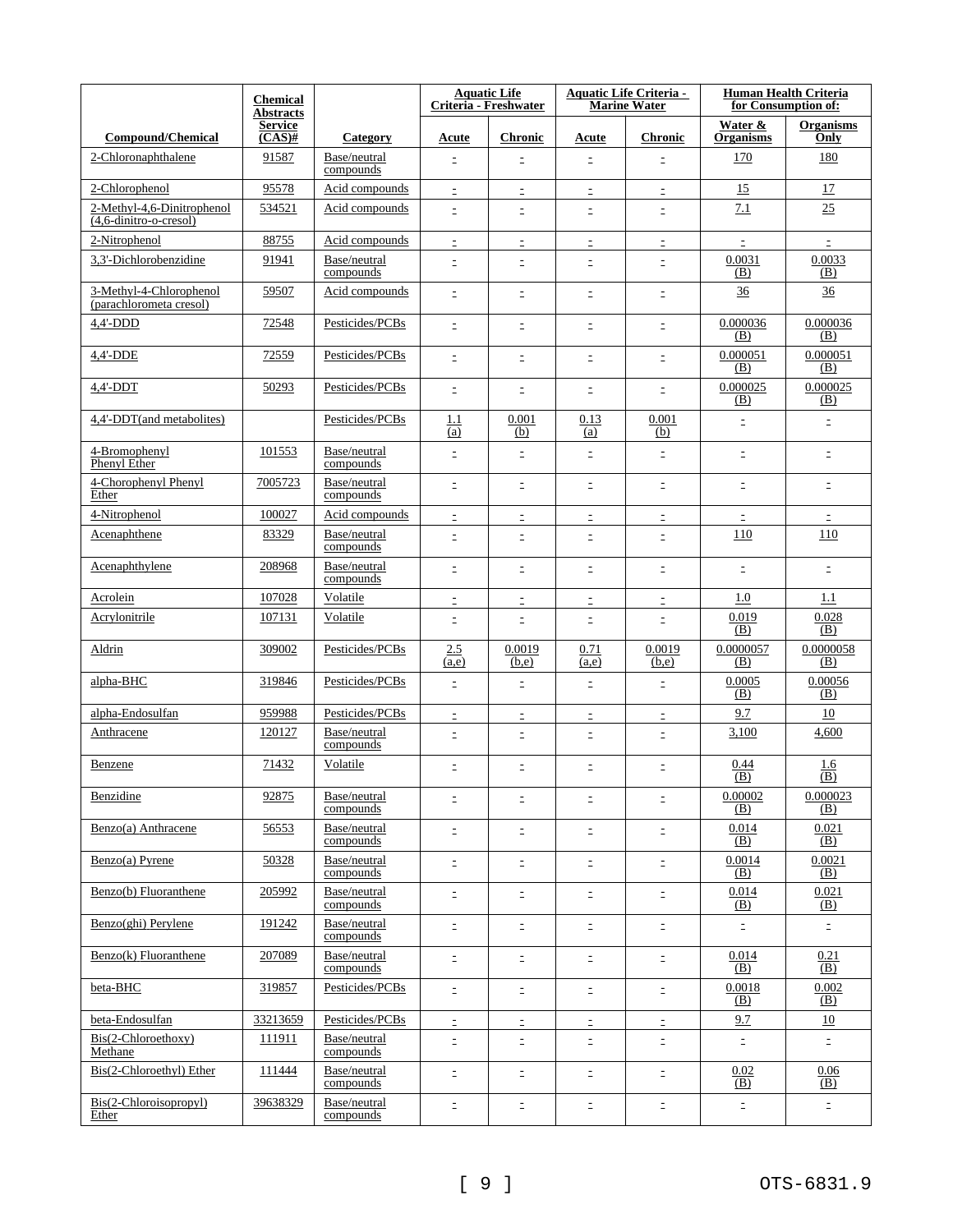| Compound/Chemical | Chemical Abstracts Service (CAS)# | Category | Aquatic Life Criteria - Freshwater | | Aquatic Life Criteria - Marine Water | | Human Health Criteria for Consumption of: | |
|---|---|---|---|---|---|---|---|---|
| | | | Acute | Chronic | Acute | Chronic | Water & Organisms | Organisms Only |
| 2-Chloronaphthalene | 91587 | Base/neutral compounds | - | - | - | - | 170 | 180 |
| 2-Chlorophenol | 95578 | Acid compounds | - | - | - | - | 15 | 17 |
| 2-Methyl-4,6-Dinitrophenol (4,6-dinitro-o-cresol) | 534521 | Acid compounds | - | - | - | - | 7.1 | 25 |
| 2-Nitrophenol | 88755 | Acid compounds | - | - | - | - | - | - |
| 3,3'-Dichlorobenzidine | 91941 | Base/neutral compounds | - | - | - | - | 0.0031 (B) | 0.0033 (B) |
| 3-Methyl-4-Chlorophenol (parachlorometa cresol) | 59507 | Acid compounds | - | - | - | - | 36 | 36 |
| 4,4'-DDD | 72548 | Pesticides/PCBs | - | - | - | - | 0.000036 (B) | 0.000036 (B) |
| 4,4'-DDE | 72559 | Pesticides/PCBs | - | - | - | - | 0.000051 (B) | 0.000051 (B) |
| 4,4'-DDT | 50293 | Pesticides/PCBs | - | - | - | - | 0.000025 (B) | 0.000025 (B) |
| 4,4'-DDT(and metabolites) | | Pesticides/PCBs | 1.1 (a) | 0.001 (b) | 0.13 (a) | 0.001 (b) | - | - |
| 4-Bromophenyl Phenyl Ether | 101553 | Base/neutral compounds | - | - | - | - | - | - |
| 4-Chorophenyl Phenyl Ether | 7005723 | Base/neutral compounds | - | - | - | - | - | - |
| 4-Nitrophenol | 100027 | Acid compounds | - | - | - | - | - | - |
| Acenaphthene | 83329 | Base/neutral compounds | - | - | - | - | 110 | 110 |
| Acenaphthylene | 208968 | Base/neutral compounds | - | - | - | - | - | - |
| Acrolein | 107028 | Volatile | - | - | - | - | 1.0 | 1.1 |
| Acrylonitrile | 107131 | Volatile | - | - | - | - | 0.019 (B) | 0.028 (B) |
| Aldrin | 309002 | Pesticides/PCBs | 2.5 (a,e) | 0.0019 (b,e) | 0.71 (a,e) | 0.0019 (b,e) | 0.0000057 (B) | 0.0000058 (B) |
| alpha-BHC | 319846 | Pesticides/PCBs | - | - | - | - | 0.0005 (B) | 0.00056 (B) |
| alpha-Endosulfan | 959988 | Pesticides/PCBs | - | - | - | - | 9.7 | 10 |
| Anthracene | 120127 | Base/neutral compounds | - | - | - | - | 3,100 | 4,600 |
| Benzene | 71432 | Volatile | - | - | - | - | 0.44 (B) | 1.6 (B) |
| Benzidine | 92875 | Base/neutral compounds | - | - | - | - | 0.00002 (B) | 0.000023 (B) |
| Benzo(a) Anthracene | 56553 | Base/neutral compounds | - | - | - | - | 0.014 (B) | 0.021 (B) |
| Benzo(a) Pyrene | 50328 | Base/neutral compounds | - | - | - | - | 0.0014 (B) | 0.0021 (B) |
| Benzo(b) Fluoranthene | 205992 | Base/neutral compounds | - | - | - | - | 0.014 (B) | 0.021 (B) |
| Benzo(ghi) Perylene | 191242 | Base/neutral compounds | - | - | - | - | - | - |
| Benzo(k) Fluoranthene | 207089 | Base/neutral compounds | - | - | - | - | 0.014 (B) | 0.21 (B) |
| beta-BHC | 319857 | Pesticides/PCBs | - | - | - | - | 0.0018 (B) | 0.002 (B) |
| beta-Endosulfan | 33213659 | Pesticides/PCBs | - | - | - | - | 9.7 | 10 |
| Bis(2-Chloroethoxy) Methane | 111911 | Base/neutral compounds | - | - | - | - | - | - |
| Bis(2-Chloroethyl) Ether | 111444 | Base/neutral compounds | - | - | - | - | 0.02 (B) | 0.06 (B) |
| Bis(2-Chloroisopropyl) Ether | 39638329 | Base/neutral compounds | - | - | - | - | - | - |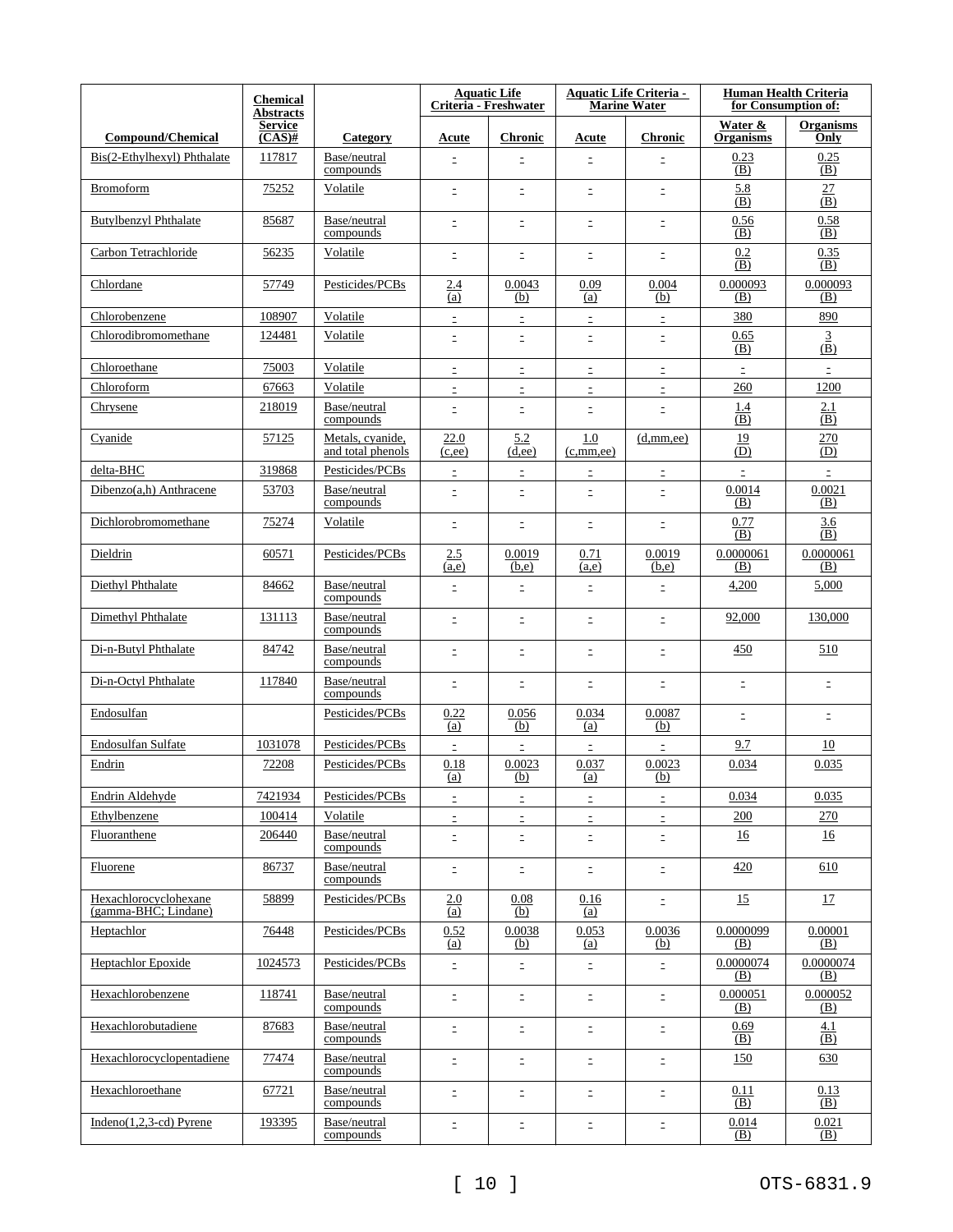| Compound/Chemical | Chemical Abstracts Service (CAS)# | Category | Aquatic Life Criteria - Freshwater | | Aquatic Life Criteria - Marine Water | | Human Health Criteria for Consumption of: | |
|---|---|---|---|---|---|---|---|---|
| | | | Acute | Chronic | Acute | Chronic | Water & Organisms | Organisms Only |
| Bis(2-Ethylhexyl) Phthalate | 117817 | Base/neutral compounds | - | - | - | - | 0.23 (B) | 0.25 (B) |
| Bromoform | 75252 | Volatile | - | - | - | - | 5.8 (B) | 27 (B) |
| Butylbenzyl Phthalate | 85687 | Base/neutral compounds | - | - | - | - | 0.56 (B) | 0.58 (B) |
| Carbon Tetrachloride | 56235 | Volatile | - | - | - | - | 0.2 (B) | 0.35 (B) |
| Chlordane | 57749 | Pesticides/PCBs | 2.4 (a) | 0.0043 (b) | 0.09 (a) | 0.004 (b) | 0.000093 (B) | 0.000093 (B) |
| Chlorobenzene | 108907 | Volatile | - | - | - | - | 380 | 890 |
| Chlorodibromomethane | 124481 | Volatile | - | - | - | - | 0.65 (B) | 3 (B) |
| Chloroethane | 75003 | Volatile | - | - | - | - | - | - |
| Chloroform | 67663 | Volatile | - | - | - | - | 260 | 1200 |
| Chrysene | 218019 | Base/neutral compounds | - | - | - | - | 1.4 (B) | 2.1 (B) |
| Cyanide | 57125 | Metals, cyanide, and total phenols | 22.0 (c,ee) | 5.2 (d,ee) | 1.0 (c,mm,ee) | (d,mm,ee) | 19 (D) | 270 (D) |
| delta-BHC | 319868 | Pesticides/PCBs | - | - | - | - | - | - |
| Dibenzo(a,h) Anthracene | 53703 | Base/neutral compounds | - | - | - | - | 0.0014 (B) | 0.0021 (B) |
| Dichlorobromomethane | 75274 | Volatile | - | - | - | - | 0.77 (B) | 3.6 (B) |
| Dieldrin | 60571 | Pesticides/PCBs | 2.5 (a,e) | 0.0019 (b,e) | 0.71 (a,e) | 0.0019 (b,e) | 0.0000061 (B) | 0.0000061 (B) |
| Diethyl Phthalate | 84662 | Base/neutral compounds | - | - | - | - | 4,200 | 5,000 |
| Dimethyl Phthalate | 131113 | Base/neutral compounds | - | - | - | - | 92,000 | 130,000 |
| Di-n-Butyl Phthalate | 84742 | Base/neutral compounds | - | - | - | - | 450 | 510 |
| Di-n-Octyl Phthalate | 117840 | Base/neutral compounds | - | - | - | - | - | - |
| Endosulfan | | Pesticides/PCBs | 0.22 (a) | 0.056 (b) | 0.034 (a) | 0.0087 (b) | - | - |
| Endosulfan Sulfate | 1031078 | Pesticides/PCBs | - | - | - | - | 9.7 | 10 |
| Endrin | 72208 | Pesticides/PCBs | 0.18 (a) | 0.0023 (b) | 0.037 (a) | 0.0023 (b) | 0.034 | 0.035 |
| Endrin Aldehyde | 7421934 | Pesticides/PCBs | - | - | - | - | 0.034 | 0.035 |
| Ethylbenzene | 100414 | Volatile | - | - | - | - | 200 | 270 |
| Fluoranthene | 206440 | Base/neutral compounds | - | - | - | - | 16 | 16 |
| Fluorene | 86737 | Base/neutral compounds | - | - | - | - | 420 | 610 |
| Hexachlorocyclohexane (gamma-BHC; Lindane) | 58899 | Pesticides/PCBs | 2.0 (a) | 0.08 (b) | 0.16 (a) | - | 15 | 17 |
| Heptachlor | 76448 | Pesticides/PCBs | 0.52 (a) | 0.0038 (b) | 0.053 (a) | 0.0036 (b) | 0.0000099 (B) | 0.00001 (B) |
| Heptachlor Epoxide | 1024573 | Pesticides/PCBs | - | - | - | - | 0.0000074 (B) | 0.0000074 (B) |
| Hexachlorobenzene | 118741 | Base/neutral compounds | - | - | - | - | 0.000051 (B) | 0.000052 (B) |
| Hexachlorobutadiene | 87683 | Base/neutral compounds | - | - | - | - | 0.69 (B) | 4.1 (B) |
| Hexachlorocyclopentadiene | 77474 | Base/neutral compounds | - | - | - | - | 150 | 630 |
| Hexachloroethane | 67721 | Base/neutral compounds | - | - | - | - | 0.11 (B) | 0.13 (B) |
| Indeno(1,2,3-cd) Pyrene | 193395 | Base/neutral compounds | - | - | - | - | 0.014 (B) | 0.021 (B) |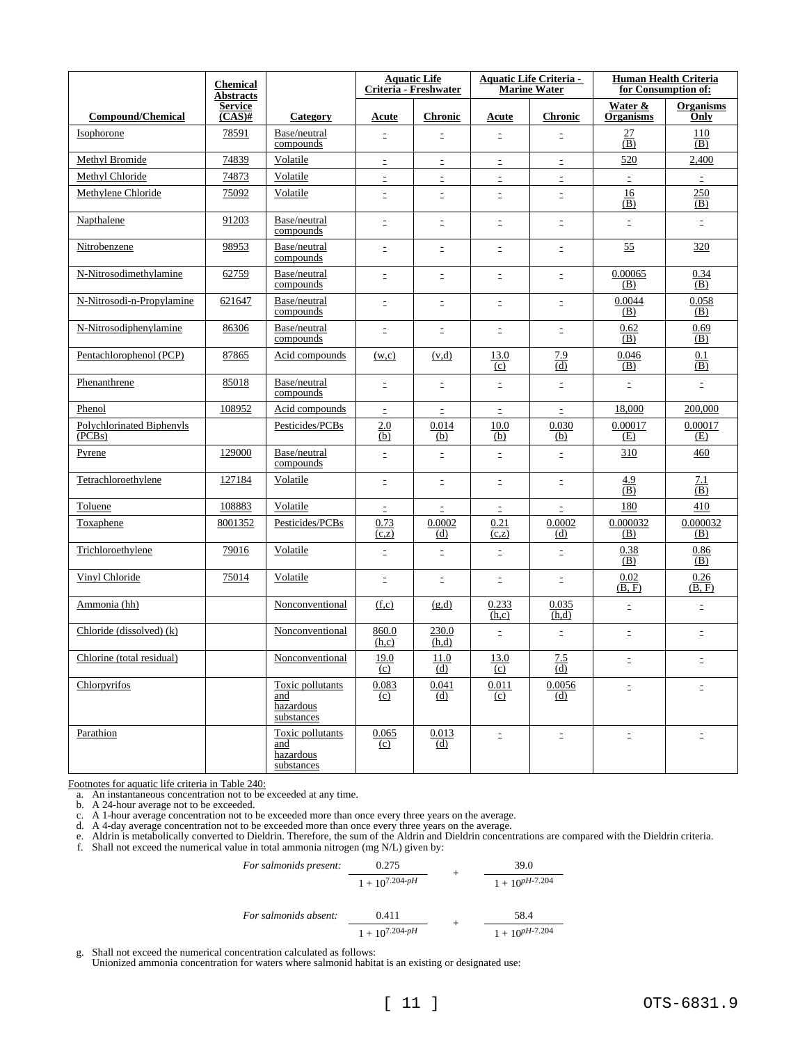| Compound/Chemical | Chemical Abstracts Service (CAS)# | Category | Aquatic Life Criteria - Freshwater | | Aquatic Life Criteria - Marine Water | | Human Health Criteria for Consumption of: | |
|---|---|---|---|---|---|---|---|---|
| | | | Acute | Chronic | Acute | Chronic | Water & Organisms | Organisms Only |
| Isophorone | 78591 | Base/neutral compounds | - | - | - | - | 27 (B) | 110 (B) |
| Methyl Bromide | 74839 | Volatile | - | - | - | - | 520 | 2,400 |
| Methyl Chloride | 74873 | Volatile | - | - | - | - | - | - |
| Methylene Chloride | 75092 | Volatile | - | - | - | - | 16 (B) | 250 (B) |
| Napthalene | 91203 | Base/neutral compounds | - | - | - | - | - | - |
| Nitrobenzene | 98953 | Base/neutral compounds | - | - | - | - | 55 | 320 |
| N-Nitrosodimethylamine | 62759 | Base/neutral compounds | - | - | - | - | 0.00065 (B) | 0.34 (B) |
| N-Nitrosodi-n-Propylamine | 621647 | Base/neutral compounds | - | - | - | - | 0.0044 (B) | 0.058 (B) |
| N-Nitrosodiphenylamine | 86306 | Base/neutral compounds | - | - | - | - | 0.62 (B) | 0.69 (B) |
| Pentachlorophenol (PCP) | 87865 | Acid compounds | (w,c) | (v,d) | 13.0 (c) | 7.9 (d) | 0.046 (B) | 0.1 (B) |
| Phenanthrene | 85018 | Base/neutral compounds | - | - | - | - | - | - |
| Phenol | 108952 | Acid compounds | - | - | - | - | 18,000 | 200,000 |
| Polychlorinated Biphenyls (PCBs) | | Pesticides/PCBs | 2.0 (b) | 0.014 (b) | 10.0 (b) | 0.030 (b) | 0.00017 (E) | 0.00017 (E) |
| Pyrene | 129000 | Base/neutral compounds | - | - | - | - | 310 | 460 |
| Tetrachloroethylene | 127184 | Volatile | - | - | - | - | 4.9 (B) | 7.1 (B) |
| Toluene | 108883 | Volatile | - | - | - | - | 180 | 410 |
| Toxaphene | 8001352 | Pesticides/PCBs | 0.73 (c,z) | 0.0002 (d) | 0.21 (c,z) | 0.0002 (d) | 0.000032 (B) | 0.000032 (B) |
| Trichloroethylene | 79016 | Volatile | - | - | - | - | 0.38 (B) | 0.86 (B) |
| Vinyl Chloride | 75014 | Volatile | - | - | - | - | 0.02 (B, F) | 0.26 (B, F) |
| Ammonia (hh) | | Nonconventional | (f,c) | (g,d) | 0.233 (h,c) | 0.035 (h,d) | - | - |
| Chloride (dissolved) (k) | | Nonconventional | 860.0 (h,c) | 230.0 (h,d) | - | - | - | - |
| Chlorine (total residual) | | Nonconventional | 19.0 (c) | 11.0 (d) | 13.0 (c) | 7.5 (d) | - | - |
| Chlorpyrifos | | Toxic pollutants and hazardous substances | 0.083 (c) | 0.041 (d) | 0.011 (c) | 0.0056 (d) | - | - |
| Parathion | | Toxic pollutants and hazardous substances | 0.065 (c) | 0.013 (d) | - | - | - | - |

Footnotes for aquatic life criteria in Table 240:

a. An instantaneous concentration not to be exceeded at any time.

b. A 24-hour average not to be exceeded.

c. A 1-hour average concentration not to be exceeded more than once every three years on the average.

d. A 4-day average concentration not to be exceeded more than once every three years on the average.

e. Aldrin is metabolically converted to Dieldrin. Therefore, the sum of the Aldrin and Dieldrin concentrations are compared with the Dieldrin criteria.

f. Shall not exceed the numerical value in total ammonia nitrogen (mg N/L) given by:

*For salmonids present:*
$$\frac{0.275}{1 + 10^{7.204-pH}} + \frac{39.0}{1 + 10^{pH-7.204}}$$

*For salmonids absent:*
$$\frac{0.411}{1 + 10^{7.204-pH}} + \frac{58.4}{1 + 10^{pH-7.204}}$$

g. Shall not exceed the numerical concentration calculated as follows:
Unionized ammonia concentration for waters where salmonid habitat is an existing or designated use: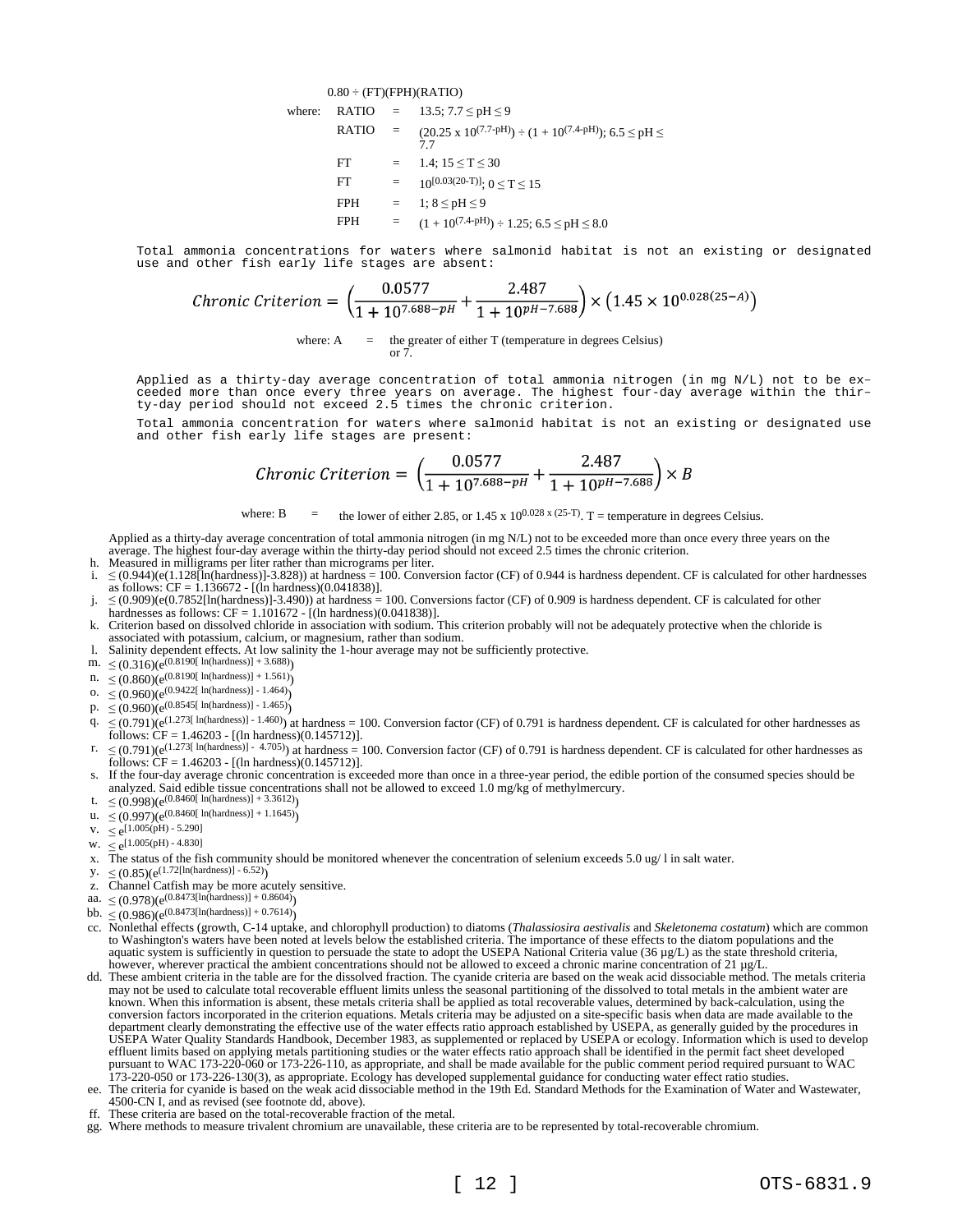0.80 ÷ (FT)(FPH)(RATIO)

where:
- RATIO = 13.5; $7.7 \le pH \le 9$
- RATIO = $(20.25 \times 10^{(7.7-pH)}) \div (1 + 10^{(7.4-pH)})$; $6.5 \le pH \le 7.7$
- FT = 1.4; $15 \le T \le 30$
- FT = $10^{[0.03(20-T)]}$; $0 \le T \le 15$
- FPH = 1; $8 \le pH \le 9$
- FPH = $(1 + 10^{(7.4-pH)}) \div 1.25$; $6.5 \le pH \le 8.0$

Total ammonia concentrations for waters where salmonid habitat is not an existing or designated use and other fish early life stages are absent:

$$Chronic\ Criterion = \left(\frac{0.0577}{1+10^{7.688-pH}} + \frac{2.487}{1+10^{pH-7.688}}\right) \times \left(1.45 \times 10^{0.028(25-A)}\right)$$

where: A = the greater of either T (temperature in degrees Celsius) or 7.

Applied as a thirty-day average concentration of total ammonia nitrogen (in mg N/L) not to be exceeded more than once every three years on average. The highest four-day average within the thirty-day period should not exceed 2.5 times the chronic criterion.

Total ammonia concentration for waters where salmonid habitat is not an existing or designated use and other fish early life stages are present:

$$Chronic\ Criterion = \left(\frac{0.0577}{1+10^{7.688-pH}} + \frac{2.487}{1+10^{pH-7.688}}\right) \times B$$

where: B = the lower of either 2.85, or $1.45 \times 10^{0.028 \times (25-T)}$. T = temperature in degrees Celsius.

Applied as a thirty-day average concentration of total ammonia nitrogen (in mg N/L) not to be exceeded more than once every three years on the average. The highest four-day average within the thirty-day period should not exceed 2.5 times the chronic criterion.

h. Measured in milligrams per liter rather than micrograms per liter.
i. $\le (0.944)(e(1.128[\ln(hardness)]-3.828))$ at hardness = 100. Conversion factor (CF) of 0.944 is hardness dependent. CF is calculated for other hardnesses as follows: CF = 1.136672 - [(ln hardness)(0.041838)].
j. $\le (0.909)(e(0.7852[\ln(hardness)]-3.490))$ at hardness = 100. Conversions factor (CF) of 0.909 is hardness dependent. CF is calculated for other hardnesses as follows: CF = 1.101672 - [(ln hardness)(0.041838)].
k. Criterion based on dissolved chloride in association with sodium. This criterion probably will not be adequately protective when the chloride is associated with potassium, calcium, or magnesium, rather than sodium.
l. Salinity dependent effects. At low salinity the 1-hour average may not be sufficiently protective.
m. $\le (0.316)(e^{(0.8190[\ln(hardness)] + 3.688)})$
n. $\le (0.860)(e^{(0.8190[\ln(hardness)] + 1.561)})$
o. $\le (0.960)(e^{(0.9422[\ln(hardness)] - 1.464)})$
p. $\le (0.960)(e^{(0.8545[\ln(hardness)] - 1.465)})$
q. $\le (0.791)(e^{(1.273[\ln(hardness)] - 1.460)})$ at hardness = 100. Conversion factor (CF) of 0.791 is hardness dependent. CF is calculated for other hardnesses as follows: CF = 1.46203 - [(ln hardness)(0.145712)].
r. $\le (0.791)(e^{(1.273[\ln(hardness)] - 4.705)})$ at hardness = 100. Conversion factor (CF) of 0.791 is hardness dependent. CF is calculated for other hardnesses as follows: CF = 1.46203 - [(ln hardness)(0.145712)].
s. If the four-day average chronic concentration is exceeded more than once in a three-year period, the edible portion of the consumed species should be analyzed. Said edible tissue concentrations shall not be allowed to exceed 1.0 mg/kg of methylmercury.
t. $\le (0.998)(e^{(0.8460[\ln(hardness)] + 3.3612)})$
u. $\le (0.997)(e^{(0.8460[\ln(hardness)] + 1.1645)})$
v. $\le e^{[1.005(pH) - 5.290]}$
w. $\le e^{[1.005(pH) - 4.830]}$
x. The status of the fish community should be monitored whenever the concentration of selenium exceeds 5.0 ug/ l in salt water.
y. $\le (0.85)(e^{(1.72[\ln(hardness)] - 6.52)})$
z. Channel Catfish may be more acutely sensitive.
aa. $\le (0.978)(e^{(0.8473[\ln(hardness)] + 0.8604)})$
bb. $\le (0.986)(e^{(0.8473[\ln(hardness)] + 0.7614)})$
cc. Nonlethal effects (growth, C-14 uptake, and chlorophyll production) to diatoms (*Thalassiosira aestivalis* and *Skeletonema costatum*) which are common to Washington's waters have been noted at levels below the established criteria. The importance of these effects to the diatom populations and the aquatic system is sufficiently in question to persuade the state to adopt the USEPA National Criteria value (36 µg/L) as the state threshold criteria, however, wherever practical the ambient concentrations should not be allowed to exceed a chronic marine concentration of 21 µg/L.
dd. These ambient criteria in the table are for the dissolved fraction. The cyanide criteria are based on the weak acid dissociable method. The metals criteria may not be used to calculate total recoverable effluent limits unless the seasonal partitioning of the dissolved to total metals in the ambient water are known. When this information is absent, these metals criteria shall be applied as total recoverable values, determined by back-calculation, using the conversion factors incorporated in the criterion equations. Metals criteria may be adjusted on a site-specific basis when data are made available to the department clearly demonstrating the effective use of the water effects ratio approach established by USEPA, as generally guided by the procedures in USEPA Water Quality Standards Handbook, December 1983, as supplemented or replaced by USEPA or ecology. Information which is used to develop effluent limits based on applying metals partitioning studies or the water effects ratio approach shall be identified in the permit fact sheet developed pursuant to WAC 173-220-060 or 173-226-110, as appropriate, and shall be made available for the public comment period required pursuant to WAC 173-220-050 or 173-226-130(3), as appropriate. Ecology has developed supplemental guidance for conducting water effect ratio studies.
ee. The criteria for cyanide is based on the weak acid dissociable method in the 19th Ed. Standard Methods for the Examination of Water and Wastewater, 4500-CN I, and as revised (see footnote dd, above).
ff. These criteria are based on the total-recoverable fraction of the metal.
gg. Where methods to measure trivalent chromium are unavailable, these criteria are to be represented by total-recoverable chromium.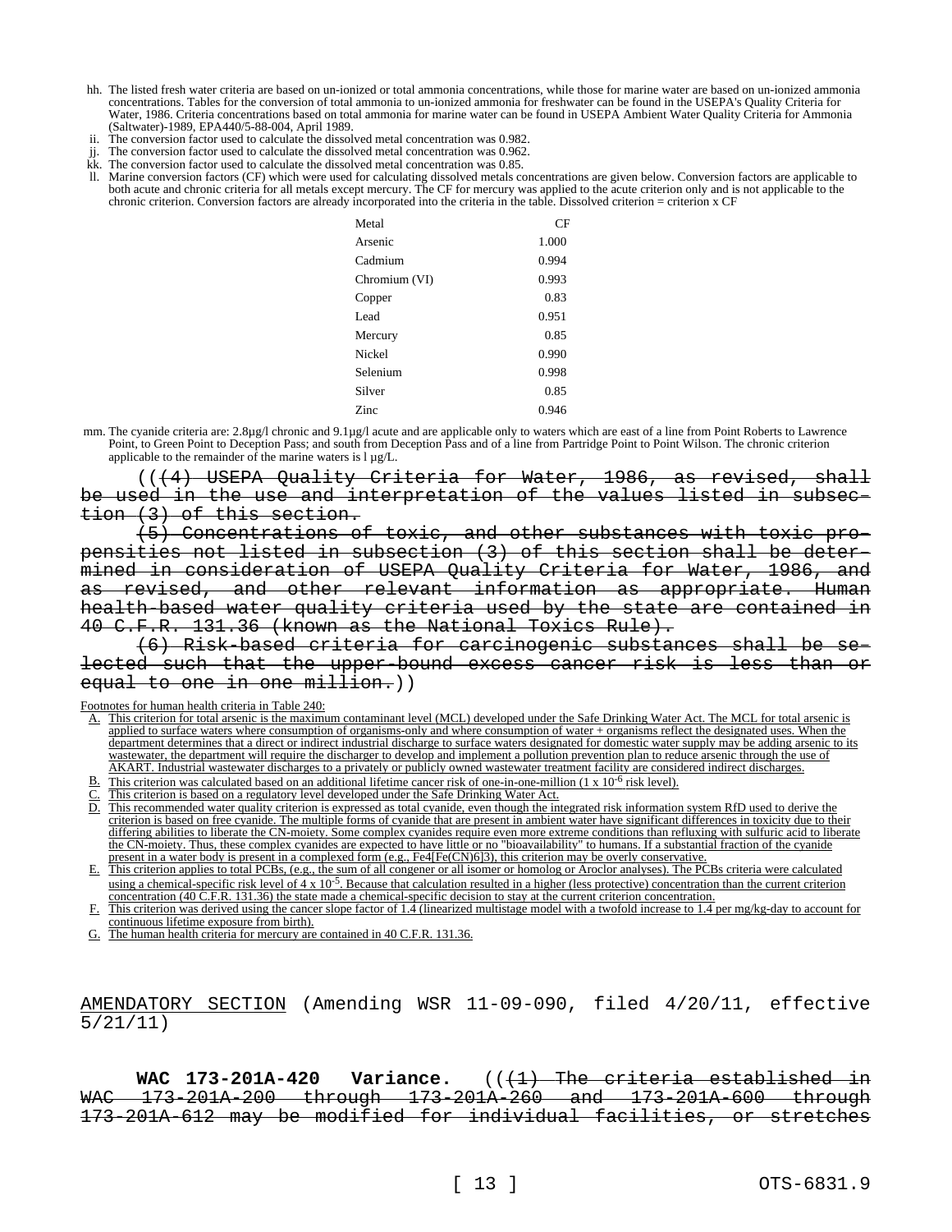hh. The listed fresh water criteria are based on un-ionized or total ammonia concentrations, while those for marine water are based on un-ionized ammonia concentrations. Tables for the conversion of total ammonia to un-ionized ammonia for freshwater can be found in the USEPA's Quality Criteria for Water, 1986. Criteria concentrations based on total ammonia for marine water can be found in USEPA Ambient Water Quality Criteria for Ammonia (Saltwater)-1989, EPA440/5-88-004, April 1989.

ii. The conversion factor used to calculate the dissolved metal concentration was 0.982.

jj. The conversion factor used to calculate the dissolved metal concentration was 0.962.

kk. The conversion factor used to calculate the dissolved metal concentration was 0.85.

ll. Marine conversion factors (CF) which were used for calculating dissolved metals concentrations are given below. Conversion factors are applicable to both acute and chronic criteria for all metals except mercury. The CF for mercury was applied to the acute criterion only and is not applicable to the chronic criterion. Conversion factors are already incorporated into the criteria in the table. Dissolved criterion = criterion x CF

| Metal | CF |
|---|---|
| Arsenic | 1.000 |
| Cadmium | 0.994 |
| Chromium (VI) | 0.993 |
| Copper | 0.83 |
| Lead | 0.951 |
| Mercury | 0.85 |
| Nickel | 0.990 |
| Selenium | 0.998 |
| Silver | 0.85 |
| Zinc | 0.946 |

mm. The cyanide criteria are: 2.8µg/l chronic and 9.1µg/l acute and are applicable only to waters which are east of a line from Point Roberts to Lawrence Point, to Green Point to Deception Pass; and south from Deception Pass and of a line from Partridge Point to Point Wilson. The chronic criterion applicable to the remainder of the marine waters is l µg/L.

((~~(4) USEPA Quality Criteria for Water, 1986, as revised, shall be used in the use and interpretation of the values listed in subsection (3) of this section.~~

~~(5) Concentrations of toxic, and other substances with toxic propensities not listed in subsection (3) of this section shall be determined in consideration of USEPA Quality Criteria for Water, 1986, and as revised, and other relevant information as appropriate. Human health-based water quality criteria used by the state are contained in 40 C.F.R. 131.36 (known as the National Toxics Rule).~~

~~(6) Risk-based criteria for carcinogenic substances shall be selected such that the upper-bound excess cancer risk is less than or equal to one in one million.~~))

Footnotes for human health criteria in Table 240:

A. This criterion for total arsenic is the maximum contaminant level (MCL) developed under the Safe Drinking Water Act. The MCL for total arsenic is applied to surface waters where consumption of organisms-only and where consumption of water + organisms reflect the designated uses. When the department determines that a direct or indirect industrial discharge to surface waters designated for domestic water supply may be adding arsenic to its wastewater, the department will require the discharger to develop and implement a pollution prevention plan to reduce arsenic through the use of AKART. Industrial wastewater discharges to a privately or publicly owned wastewater treatment facility are considered indirect discharges.

B. This criterion was calculated based on an additional lifetime cancer risk of one-in-one-million ($1 \times 10^{-6}$ risk level).

C. This criterion is based on a regulatory level developed under the Safe Drinking Water Act.

D. This recommended water quality criterion is expressed as total cyanide, even though the integrated risk information system RfD used to derive the criterion is based on free cyanide. The multiple forms of cyanide that are present in ambient water have significant differences in toxicity due to their differing abilities to liberate the CN-moiety. Some complex cyanides require even more extreme conditions than refluxing with sulfuric acid to liberate the CN-moiety. Thus, these complex cyanides are expected to have little or no "bioavailability" to humans. If a substantial fraction of the cyanide present in a water body is present in a complexed form (e.g., Fe4[Fe(CN)6]3), this criterion may be overly conservative.

E. This criterion applies to total PCBs, (e.g., the sum of all congener or all isomer or homolog or Aroclor analyses). The PCBs criteria were calculated using a chemical-specific risk level of $4 \times 10^{-5}$. Because that calculation resulted in a higher (less protective) concentration than the current criterion concentration (40 C.F.R. 131.36) the state made a chemical-specific decision to stay at the current criterion concentration.

F. This criterion was derived using the cancer slope factor of 1.4 (linearized multistage model with a twofold increase to 1.4 per mg/kg-day to account for continuous lifetime exposure from birth).

G. The human health criteria for mercury are contained in 40 C.F.R. 131.36.

AMENDATORY SECTION (Amending WSR 11-09-090, filed 4/20/11, effective 5/21/11)

**WAC 173-201A-420 Variance.** ((~~(1) The criteria established in WAC 173-201A-200 through 173-201A-260 and 173-201A-600 through 173-201A-612 may be modified for individual facilities, or stretches~~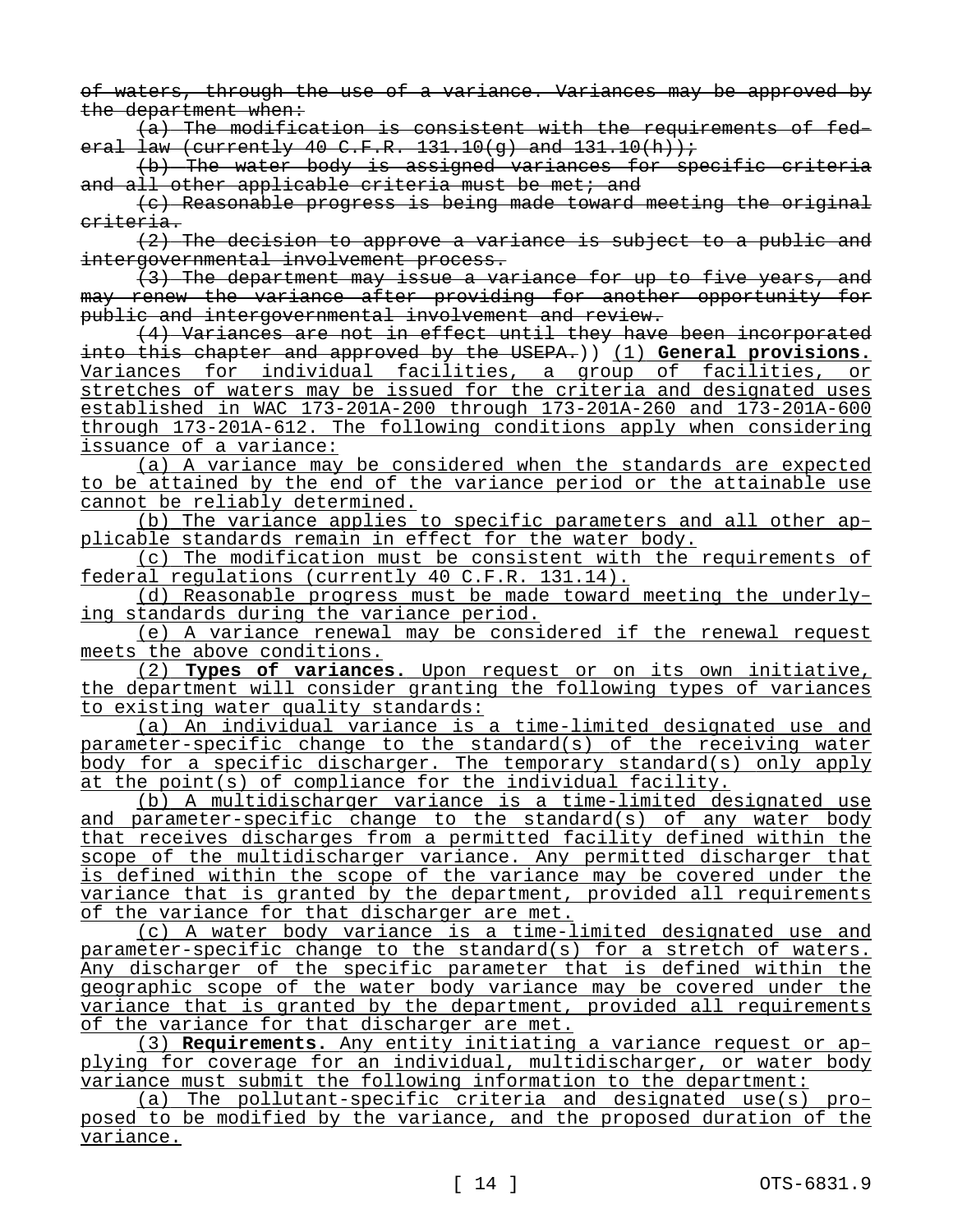of waters, through the use of a variance. Variances may be approved by the department when:

(a) The modification is consistent with the requirements of federal law (currently 40 C.F.R. 131.10(g) and 131.10(h));

(b) The water body is assigned variances for specific criteria and all other applicable criteria must be met; and

(c) Reasonable progress is being made toward meeting the original criteria.

(2) The decision to approve a variance is subject to a public and intergovernmental involvement process.

(3) The department may issue a variance for up to five years, and may renew the variance after providing for another opportunity for public and intergovernmental involvement and review.

(4) Variances are not in effect until they have been incorporated into this chapter and approved by the USEPA.)) (1) **General provisions.** Variances for individual facilities, a group of facilities, or stretches of waters may be issued for the criteria and designated uses established in WAC 173-201A-200 through 173-201A-260 and 173-201A-600 through 173-201A-612. The following conditions apply when considering issuance of a variance:

(a) A variance may be considered when the standards are expected to be attained by the end of the variance period or the attainable use cannot be reliably determined.

(b) The variance applies to specific parameters and all other applicable standards remain in effect for the water body.

(c) The modification must be consistent with the requirements of federal regulations (currently 40 C.F.R. 131.14).

(d) Reasonable progress must be made toward meeting the underlying standards during the variance period.

(e) A variance renewal may be considered if the renewal request meets the above conditions.

(2) **Types of variances.** Upon request or on its own initiative, the department will consider granting the following types of variances to existing water quality standards:

(a) An individual variance is a time-limited designated use and parameter-specific change to the standard(s) of the receiving water body for a specific discharger. The temporary standard(s) only apply at the point(s) of compliance for the individual facility.

(b) A multidischarger variance is a time-limited designated use and parameter-specific change to the standard(s) of any water body that receives discharges from a permitted facility defined within the scope of the multidischarger variance. Any permitted discharger that is defined within the scope of the variance may be covered under the variance that is granted by the department, provided all requirements of the variance for that discharger are met.

(c) A water body variance is a time-limited designated use and parameter-specific change to the standard(s) for a stretch of waters. Any discharger of the specific parameter that is defined within the geographic scope of the water body variance may be covered under the variance that is granted by the department, provided all requirements of the variance for that discharger are met.

(3) **Requirements.** Any entity initiating a variance request or applying for coverage for an individual, multidischarger, or water body variance must submit the following information to the department:

(a) The pollutant-specific criteria and designated use(s) proposed to be modified by the variance, and the proposed duration of the variance.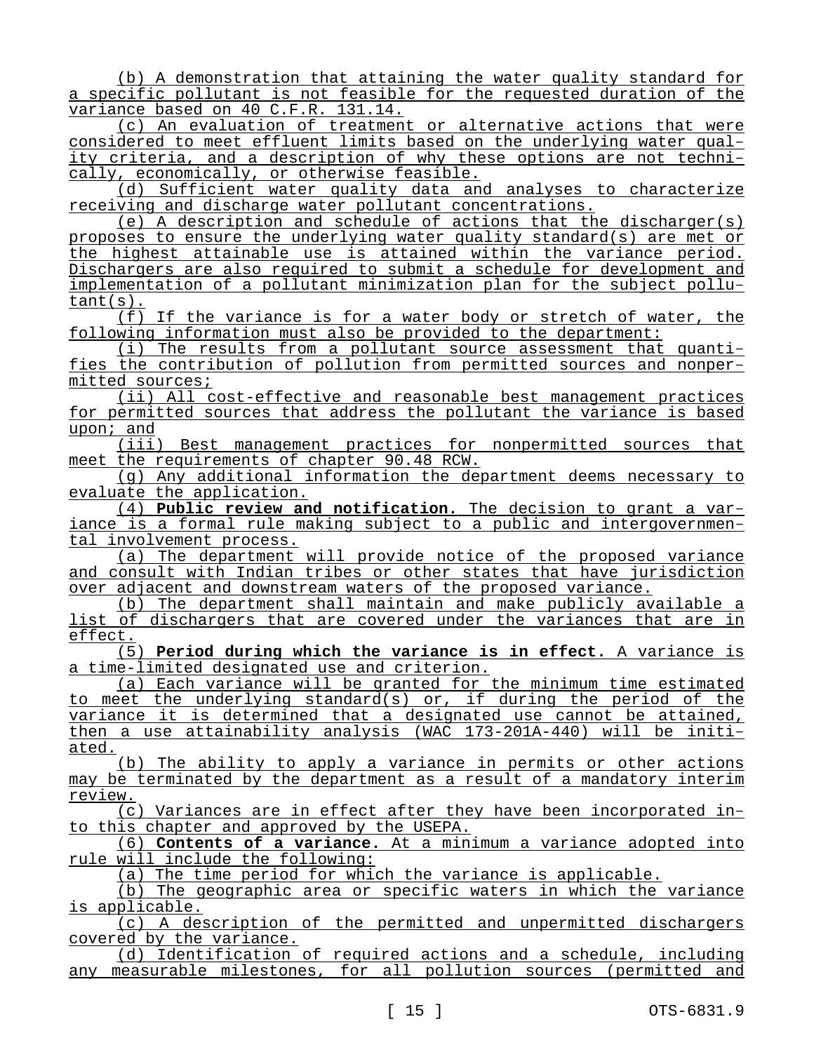(b) A demonstration that attaining the water quality standard for a specific pollutant is not feasible for the requested duration of the variance based on 40 C.F.R. 131.14.

(c) An evaluation of treatment or alternative actions that were considered to meet effluent limits based on the underlying water quality criteria, and a description of why these options are not technically, economically, or otherwise feasible.

(d) Sufficient water quality data and analyses to characterize receiving and discharge water pollutant concentrations.

(e) A description and schedule of actions that the discharger(s) proposes to ensure the underlying water quality standard(s) are met or the highest attainable use is attained within the variance period. Dischargers are also required to submit a schedule for development and implementation of a pollutant minimization plan for the subject pollutant(s).

(f) If the variance is for a water body or stretch of water, the following information must also be provided to the department:

(i) The results from a pollutant source assessment that quantifies the contribution of pollution from permitted sources and nonpermitted sources;

(ii) All cost-effective and reasonable best management practices for permitted sources that address the pollutant the variance is based upon; and

(iii) Best management practices for nonpermitted sources that meet the requirements of chapter 90.48 RCW.

(g) Any additional information the department deems necessary to evaluate the application.

(4) **Public review and notification.** The decision to grant a variance is a formal rule making subject to a public and intergovernmental involvement process.

(a) The department will provide notice of the proposed variance and consult with Indian tribes or other states that have jurisdiction over adjacent and downstream waters of the proposed variance.

(b) The department shall maintain and make publicly available a list of dischargers that are covered under the variances that are in effect.

(5) **Period during which the variance is in effect.** A variance is a time-limited designated use and criterion.

(a) Each variance will be granted for the minimum time estimated to meet the underlying standard(s) or, if during the period of the variance it is determined that a designated use cannot be attained, then a use attainability analysis (WAC 173-201A-440) will be initiated.

(b) The ability to apply a variance in permits or other actions may be terminated by the department as a result of a mandatory interim review.

(c) Variances are in effect after they have been incorporated into this chapter and approved by the USEPA.

(6) **Contents of a variance.** At a minimum a variance adopted into rule will include the following:

(a) The time period for which the variance is applicable.

(b) The geographic area or specific waters in which the variance is applicable.

(c) A description of the permitted and unpermitted dischargers covered by the variance.

(d) Identification of required actions and a schedule, including any measurable milestones, for all pollution sources (permitted and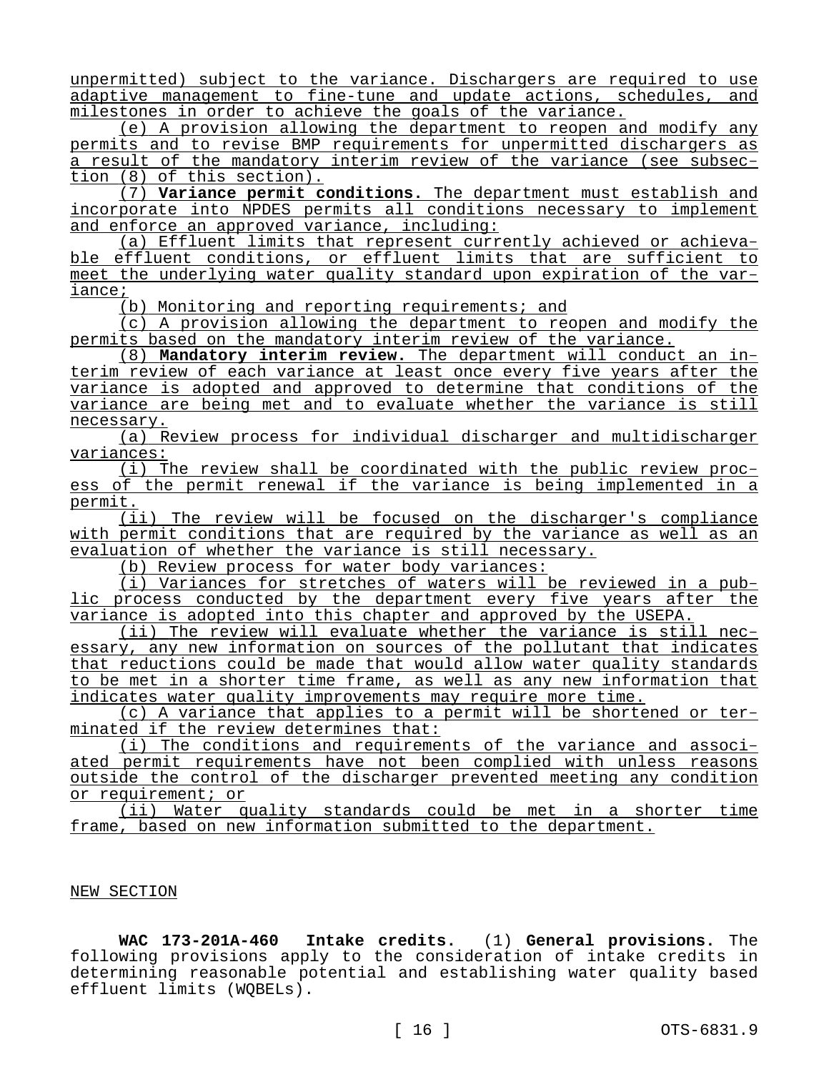unpermitted) subject to the variance. Dischargers are required to use adaptive management to fine-tune and update actions, schedules, and milestones in order to achieve the goals of the variance.

(e) A provision allowing the department to reopen and modify any permits and to revise BMP requirements for unpermitted dischargers as a result of the mandatory interim review of the variance (see subsection (8) of this section).

(7) **Variance permit conditions.** The department must establish and incorporate into NPDES permits all conditions necessary to implement and enforce an approved variance, including:

(a) Effluent limits that represent currently achieved or achievable effluent conditions, or effluent limits that are sufficient to meet the underlying water quality standard upon expiration of the variance;

(b) Monitoring and reporting requirements; and

(c) A provision allowing the department to reopen and modify the permits based on the mandatory interim review of the variance.

(8) **Mandatory interim review.** The department will conduct an interim review of each variance at least once every five years after the variance is adopted and approved to determine that conditions of the variance are being met and to evaluate whether the variance is still necessary.

(a) Review process for individual discharger and multidischarger variances:

(i) The review shall be coordinated with the public review process of the permit renewal if the variance is being implemented in a permit.

(ii) The review will be focused on the discharger's compliance with permit conditions that are required by the variance as well as an evaluation of whether the variance is still necessary.

(b) Review process for water body variances:

(i) Variances for stretches of waters will be reviewed in a public process conducted by the department every five years after the variance is adopted into this chapter and approved by the USEPA.

(ii) The review will evaluate whether the variance is still necessary, any new information on sources of the pollutant that indicates that reductions could be made that would allow water quality standards to be met in a shorter time frame, as well as any new information that indicates water quality improvements may require more time.

(c) A variance that applies to a permit will be shortened or terminated if the review determines that:

(i) The conditions and requirements of the variance and associated permit requirements have not been complied with unless reasons outside the control of the discharger prevented meeting any condition or requirement; or

(ii) Water quality standards could be met in a shorter time frame, based on new information submitted to the department.

NEW SECTION

**WAC 173-201A-460 Intake credits.** (1) **General provisions.** The following provisions apply to the consideration of intake credits in determining reasonable potential and establishing water quality based effluent limits (WQBELs).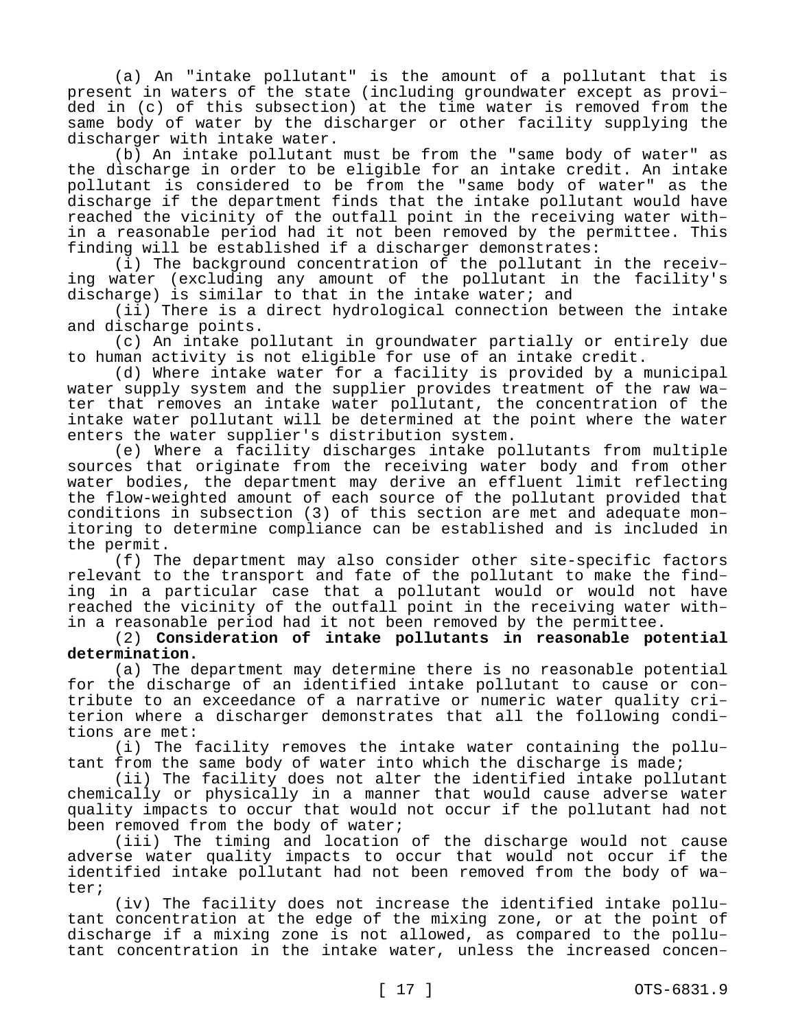(a) An "intake pollutant" is the amount of a pollutant that is present in waters of the state (including groundwater except as provided in (c) of this subsection) at the time water is removed from the same body of water by the discharger or other facility supplying the discharger with intake water.

(b) An intake pollutant must be from the "same body of water" as the discharge in order to be eligible for an intake credit. An intake pollutant is considered to be from the "same body of water" as the discharge if the department finds that the intake pollutant would have reached the vicinity of the outfall point in the receiving water within a reasonable period had it not been removed by the permittee. This finding will be established if a discharger demonstrates:

(i) The background concentration of the pollutant in the receiving water (excluding any amount of the pollutant in the facility's discharge) is similar to that in the intake water; and

(ii) There is a direct hydrological connection between the intake and discharge points.

(c) An intake pollutant in groundwater partially or entirely due to human activity is not eligible for use of an intake credit.

(d) Where intake water for a facility is provided by a municipal water supply system and the supplier provides treatment of the raw water that removes an intake water pollutant, the concentration of the intake water pollutant will be determined at the point where the water enters the water supplier's distribution system.

(e) Where a facility discharges intake pollutants from multiple sources that originate from the receiving water body and from other water bodies, the department may derive an effluent limit reflecting the flow-weighted amount of each source of the pollutant provided that conditions in subsection (3) of this section are met and adequate monitoring to determine compliance can be established and is included in the permit.

(f) The department may also consider other site-specific factors relevant to the transport and fate of the pollutant to make the finding in a particular case that a pollutant would or would not have reached the vicinity of the outfall point in the receiving water within a reasonable period had it not been removed by the permittee.

(2) **Consideration of intake pollutants in reasonable potential determination.**

(a) The department may determine there is no reasonable potential for the discharge of an identified intake pollutant to cause or contribute to an exceedance of a narrative or numeric water quality criterion where a discharger demonstrates that all the following conditions are met:

(i) The facility removes the intake water containing the pollutant from the same body of water into which the discharge is made;

(ii) The facility does not alter the identified intake pollutant chemically or physically in a manner that would cause adverse water quality impacts to occur that would not occur if the pollutant had not been removed from the body of water;

(iii) The timing and location of the discharge would not cause adverse water quality impacts to occur that would not occur if the identified intake pollutant had not been removed from the body of water;

(iv) The facility does not increase the identified intake pollutant concentration at the edge of the mixing zone, or at the point of discharge if a mixing zone is not allowed, as compared to the pollutant concentration in the intake water, unless the increased concen-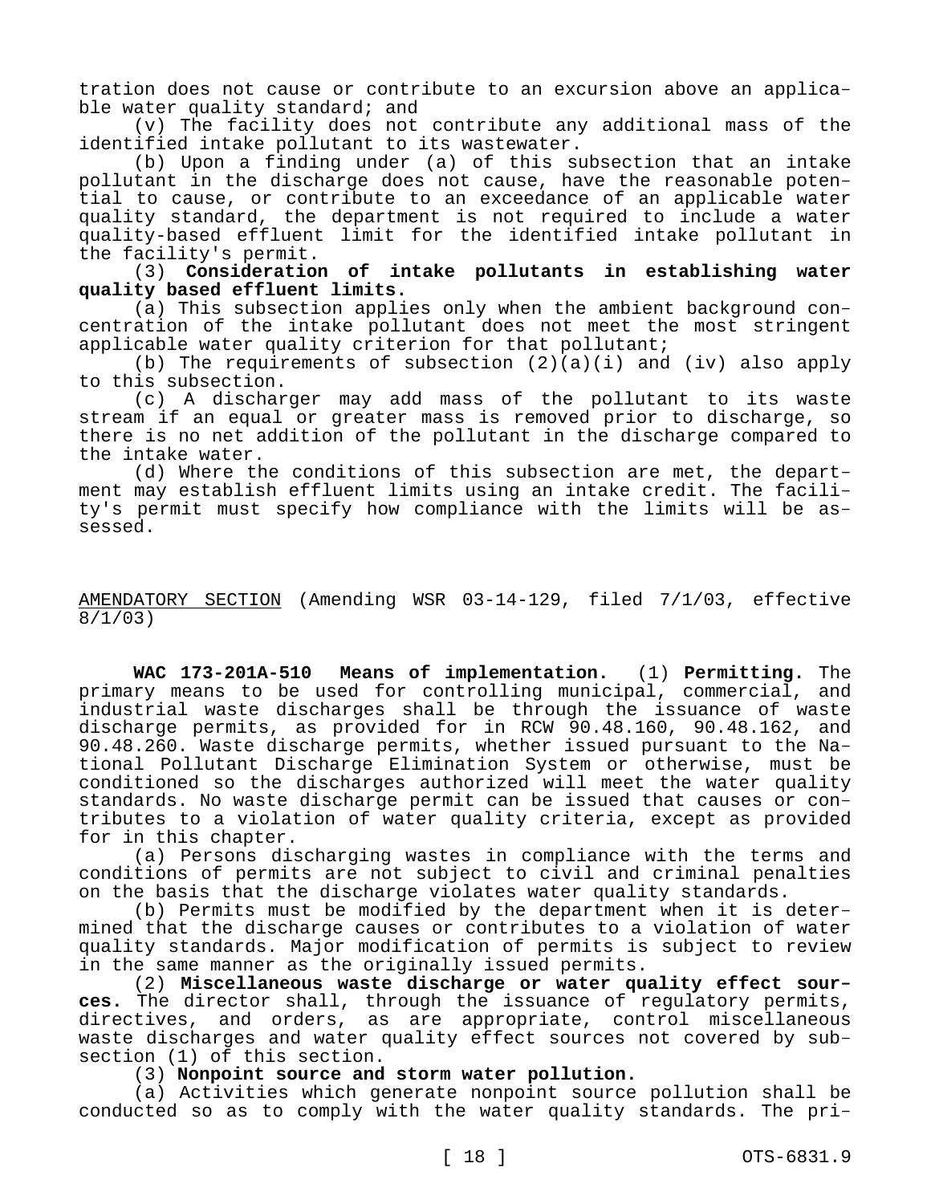tration does not cause or contribute to an excursion above an applicable water quality standard; and

(v) The facility does not contribute any additional mass of the identified intake pollutant to its wastewater.

(b) Upon a finding under (a) of this subsection that an intake pollutant in the discharge does not cause, have the reasonable potential to cause, or contribute to an exceedance of an applicable water quality standard, the department is not required to include a water quality-based effluent limit for the identified intake pollutant in the facility's permit.

(3) **Consideration of intake pollutants in establishing water quality based effluent limits.**

(a) This subsection applies only when the ambient background concentration of the intake pollutant does not meet the most stringent applicable water quality criterion for that pollutant;

(b) The requirements of subsection (2)(a)(i) and (iv) also apply to this subsection.

(c) A discharger may add mass of the pollutant to its waste stream if an equal or greater mass is removed prior to discharge, so there is no net addition of the pollutant in the discharge compared to the intake water.

(d) Where the conditions of this subsection are met, the department may establish effluent limits using an intake credit. The facility's permit must specify how compliance with the limits will be assessed.

AMENDATORY SECTION (Amending WSR 03-14-129, filed 7/1/03, effective 8/1/03)

**WAC 173-201A-510 Means of implementation.** (1) **Permitting.** The primary means to be used for controlling municipal, commercial, and industrial waste discharges shall be through the issuance of waste discharge permits, as provided for in RCW 90.48.160, 90.48.162, and 90.48.260. Waste discharge permits, whether issued pursuant to the National Pollutant Discharge Elimination System or otherwise, must be conditioned so the discharges authorized will meet the water quality standards. No waste discharge permit can be issued that causes or contributes to a violation of water quality criteria, except as provided for in this chapter.

(a) Persons discharging wastes in compliance with the terms and conditions of permits are not subject to civil and criminal penalties on the basis that the discharge violates water quality standards.

(b) Permits must be modified by the department when it is determined that the discharge causes or contributes to a violation of water quality standards. Major modification of permits is subject to review in the same manner as the originally issued permits.

(2) **Miscellaneous waste discharge or water quality effect sources.** The director shall, through the issuance of regulatory permits, directives, and orders, as are appropriate, control miscellaneous waste discharges and water quality effect sources not covered by subsection (1) of this section.

(3) **Nonpoint source and storm water pollution.**

(a) Activities which generate nonpoint source pollution shall be conducted so as to comply with the water quality standards. The pri-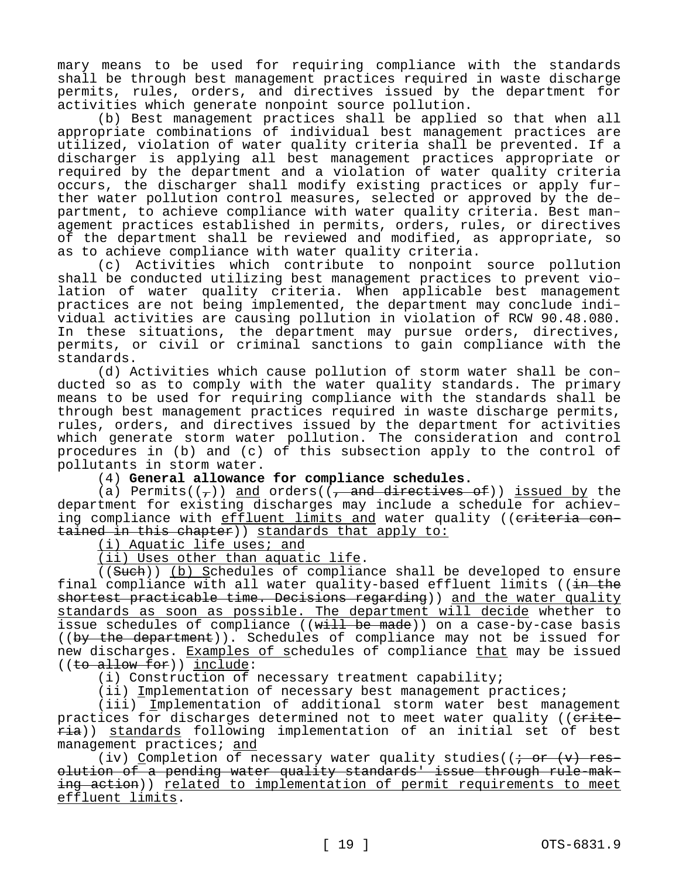mary means to be used for requiring compliance with the standards shall be through best management practices required in waste discharge permits, rules, orders, and directives issued by the department for activities which generate nonpoint source pollution.

(b) Best management practices shall be applied so that when all appropriate combinations of individual best management practices are utilized, violation of water quality criteria shall be prevented. If a discharger is applying all best management practices appropriate or required by the department and a violation of water quality criteria occurs, the discharger shall modify existing practices or apply further water pollution control measures, selected or approved by the department, to achieve compliance with water quality criteria. Best management practices established in permits, orders, rules, or directives of the department shall be reviewed and modified, as appropriate, so as to achieve compliance with water quality criteria.

(c) Activities which contribute to nonpoint source pollution shall be conducted utilizing best management practices to prevent violation of water quality criteria. When applicable best management practices are not being implemented, the department may conclude individual activities are causing pollution in violation of RCW 90.48.080. In these situations, the department may pursue orders, directives, permits, or civil or criminal sanctions to gain compliance with the standards.

(d) Activities which cause pollution of storm water shall be conducted so as to comply with the water quality standards. The primary means to be used for requiring compliance with the standards shall be through best management practices required in waste discharge permits, rules, orders, and directives issued by the department for activities which generate storm water pollution. The consideration and control procedures in (b) and (c) of this subsection apply to the control of pollutants in storm water.

(4) **General allowance for compliance schedules.**

(a) Permits((~~,~~)) <u>and</u> orders((~~, and directives of~~)) <u>issued by</u> the department for existing discharges may include a schedule for achieving compliance with <u>effluent limits and</u> water quality ((~~criteria contained in this chapter~~)) <u>standards that apply to:</u>

<u>(i) Aquatic life uses; and</u>

<u>(ii) Uses other than aquatic life</u>.

((~~Such~~)) <u>(b) S</u>chedules of compliance shall be developed to ensure final compliance with all water quality-based effluent limits ((~~in the shortest practicable time. Decisions regarding~~)) <u>and the water quality standards as soon as possible. The department will decide</u> whether to issue schedules of compliance ((~~will be made~~)) on a case-by-case basis ((~~by the department~~)). Schedules of compliance may not be issued for new discharges. <u>Examples of s</u>chedules of compliance <u>that</u> may be issued ((~~to allow for~~)) <u>include</u>:

(i) Construction of necessary treatment capability;

(ii) <u>I</u>mplementation of necessary best management practices;

(iii) <u>I</u>mplementation of additional storm water best management practices for discharges determined not to meet water quality ((~~criteria~~)) <u>standards</u> following implementation of an initial set of best management practices; <u>and</u>

(iv) <u>C</u>ompletion of necessary water quality studies((~~; or (v) resolution of a pending water quality standards' issue through rule-making action~~)) <u>related to implementation of permit requirements to meet effluent limits</u>.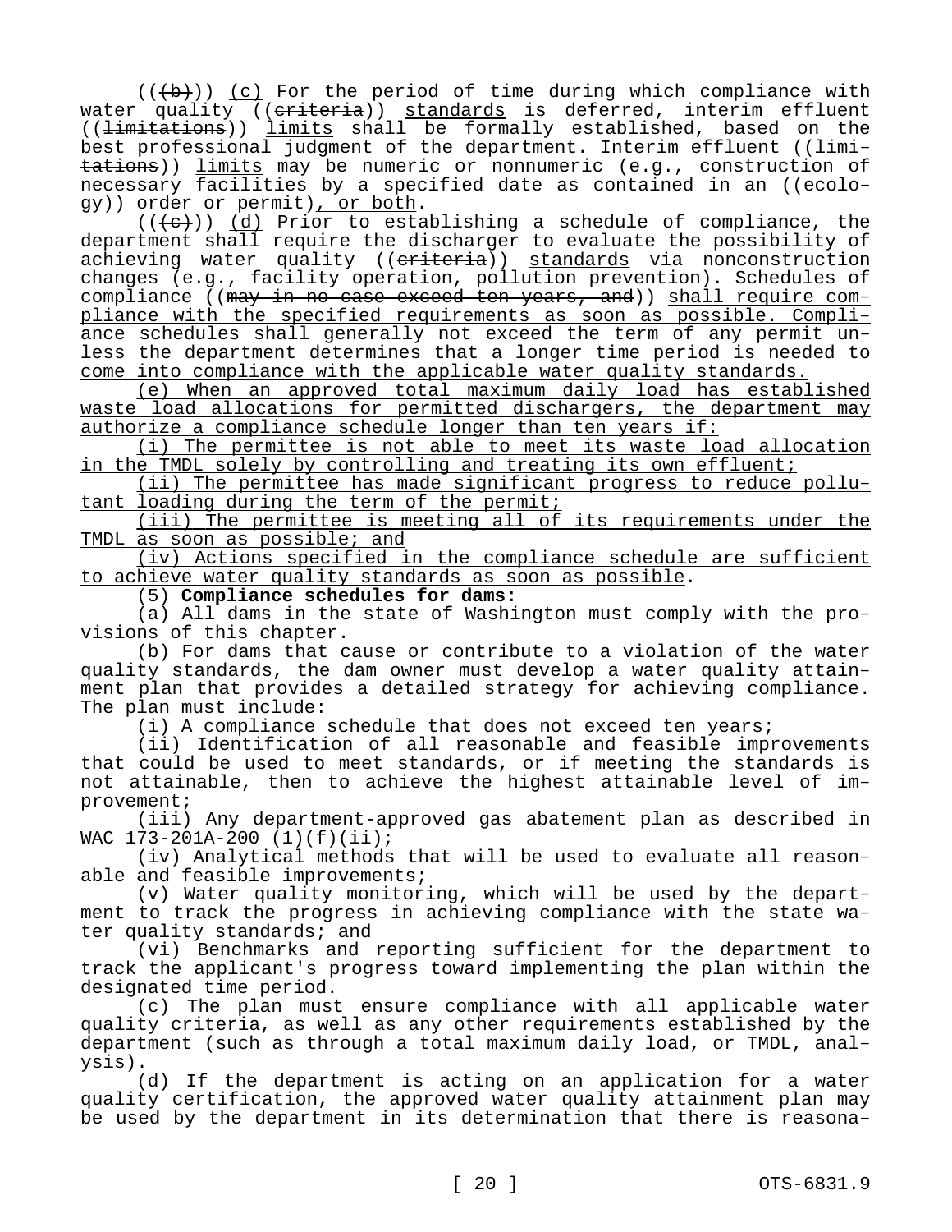((~~(b)~~)) <u>(c)</u> For the period of time during which compliance with water quality ((~~criteria~~)) <u>standards</u> is deferred, interim effluent ((~~limitations~~)) <u>limits</u> shall be formally established, based on the best professional judgment of the department. Interim effluent ((~~limitations~~)) <u>limits</u> may be numeric or nonnumeric (e.g., construction of necessary facilities by a specified date as contained in an ((~~ecology~~)) order or permit)<u>, or both</u>.

((~~(c)~~)) <u>(d)</u> Prior to establishing a schedule of compliance, the department shall require the discharger to evaluate the possibility of achieving water quality ((~~criteria~~)) <u>standards</u> via nonconstruction changes (e.g., facility operation, pollution prevention). Schedules of compliance ((~~may in no case exceed ten years, and~~)) <u>shall require compliance with the specified requirements as soon as possible. Compliance schedules</u> shall generally not exceed the term of any permit <u>unless the department determines that a longer time period is needed to come into compliance with the applicable water quality standards.</u>

<u>(e) When an approved total maximum daily load has established waste load allocations for permitted dischargers, the department may authorize a compliance schedule longer than ten years if:</u>

<u>(i) The permittee is not able to meet its waste load allocation in the TMDL solely by controlling and treating its own effluent;</u>

<u>(ii) The permittee has made significant progress to reduce pollutant loading during the term of the permit;</u>

<u>(iii) The permittee is meeting all of its requirements under the TMDL as soon as possible; and</u>

<u>(iv) Actions specified in the compliance schedule are sufficient to achieve water quality standards as soon as possible</u>.

(5) **Compliance schedules for dams:**

(a) All dams in the state of Washington must comply with the provisions of this chapter.

(b) For dams that cause or contribute to a violation of the water quality standards, the dam owner must develop a water quality attainment plan that provides a detailed strategy for achieving compliance. The plan must include:

(i) A compliance schedule that does not exceed ten years;

(ii) Identification of all reasonable and feasible improvements that could be used to meet standards, or if meeting the standards is not attainable, then to achieve the highest attainable level of improvement;

(iii) Any department-approved gas abatement plan as described in WAC 173-201A-200 (1)(f)(ii);

(iv) Analytical methods that will be used to evaluate all reasonable and feasible improvements;

(v) Water quality monitoring, which will be used by the department to track the progress in achieving compliance with the state water quality standards; and

(vi) Benchmarks and reporting sufficient for the department to track the applicant's progress toward implementing the plan within the designated time period.

(c) The plan must ensure compliance with all applicable water quality criteria, as well as any other requirements established by the department (such as through a total maximum daily load, or TMDL, analysis).

(d) If the department is acting on an application for a water quality certification, the approved water quality attainment plan may be used by the department in its determination that there is reasona-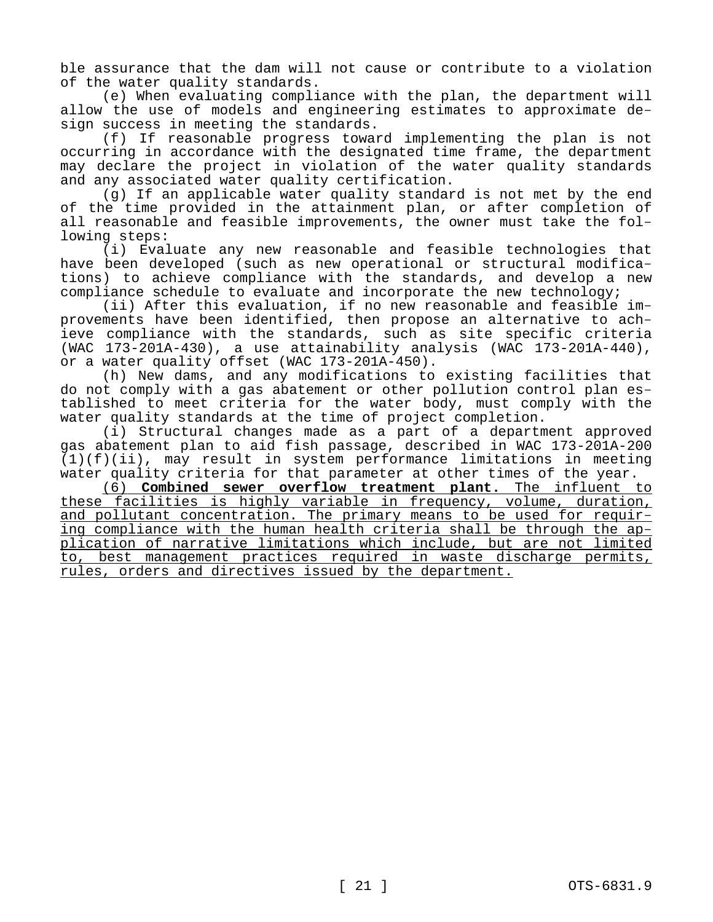ble assurance that the dam will not cause or contribute to a violation of the water quality standards.

(e) When evaluating compliance with the plan, the department will allow the use of models and engineering estimates to approximate design success in meeting the standards.

(f) If reasonable progress toward implementing the plan is not occurring in accordance with the designated time frame, the department may declare the project in violation of the water quality standards and any associated water quality certification.

(g) If an applicable water quality standard is not met by the end of the time provided in the attainment plan, or after completion of all reasonable and feasible improvements, the owner must take the following steps:

(i) Evaluate any new reasonable and feasible technologies that have been developed (such as new operational or structural modifications) to achieve compliance with the standards, and develop a new compliance schedule to evaluate and incorporate the new technology;

(ii) After this evaluation, if no new reasonable and feasible improvements have been identified, then propose an alternative to achieve compliance with the standards, such as site specific criteria (WAC 173-201A-430), a use attainability analysis (WAC 173-201A-440), or a water quality offset (WAC 173-201A-450).

(h) New dams, and any modifications to existing facilities that do not comply with a gas abatement or other pollution control plan established to meet criteria for the water body, must comply with the water quality standards at the time of project completion.

(i) Structural changes made as a part of a department approved gas abatement plan to aid fish passage, described in WAC 173-201A-200 (1)(f)(ii), may result in system performance limitations in meeting water quality criteria for that parameter at other times of the year.

<u>(6) **Combined sewer overflow treatment plant.** The influent to these facilities is highly variable in frequency, volume, duration, and pollutant concentration. The primary means to be used for requiring compliance with the human health criteria shall be through the application of narrative limitations which include, but are not limited to, best management practices required in waste discharge permits, rules, orders and directives issued by the department.</u>